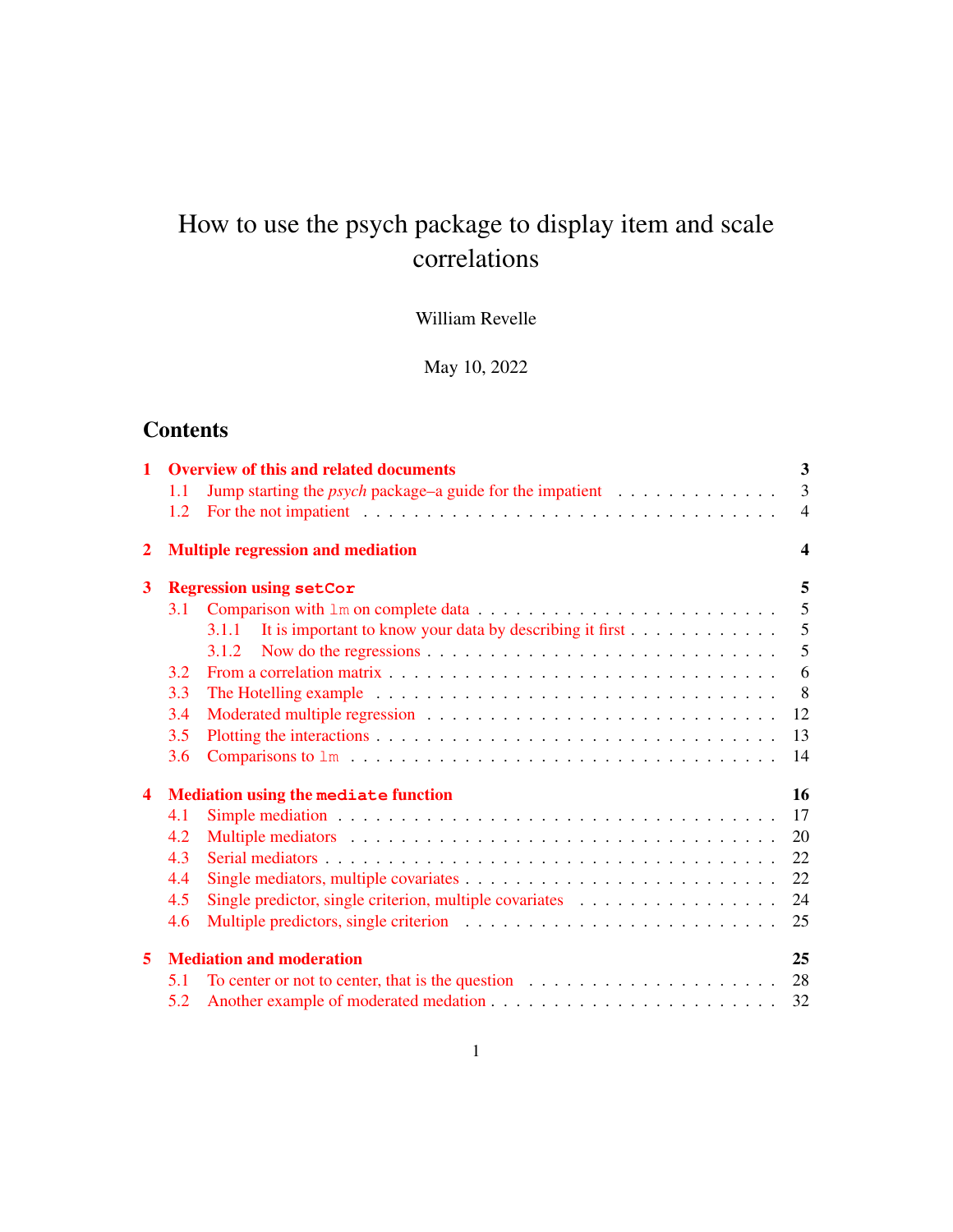# How to use the psych package to display item and scale correlations

William Revelle

May 10, 2022

## Contents

**1 Overview of this and related documents** — 3
- 1.1 Jump starting the *psych* package–a guide for the impatient — 3
- 1.2 For the not impatient — 4

**2 Multiple regression and mediation** — 4

**3 Regression using `setCor`** — 5
- 3.1 Comparison with `lm` on complete data — 5
  - 3.1.1 It is important to know your data by describing it first — 5
  - 3.1.2 Now do the regressions — 5
- 3.2 From a correlation matrix — 6
- 3.3 The Hotelling example — 8
- 3.4 Moderated multiple regression — 12
- 3.5 Plotting the interactions — 13
- 3.6 Comparisons to `lm` — 14

**4 Mediation using the `mediate` function** — 16
- 4.1 Simple mediation — 17
- 4.2 Multiple mediators — 20
- 4.3 Serial mediators — 22
- 4.4 Single mediators, multiple covariates — 22
- 4.5 Single predictor, single criterion, multiple covariates — 24
- 4.6 Multiple predictors, single criterion — 25

**5 Mediation and moderation** — 25
- 5.1 To center or not to center, that is the question — 28
- 5.2 Another example of moderated medation — 32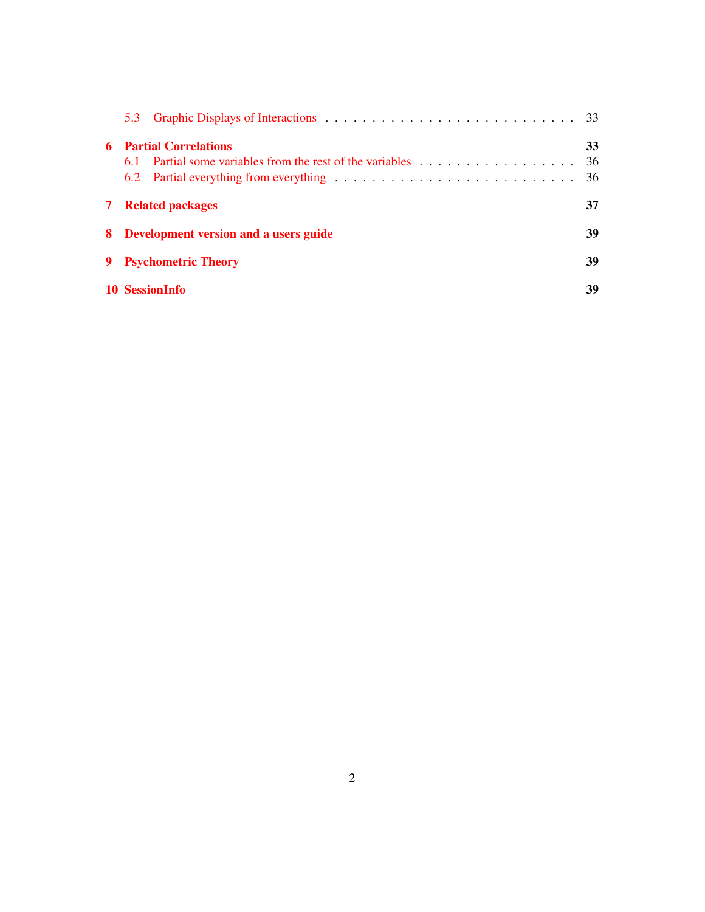5.3 Graphic Displays of Interactions . . . . . . . . . . . . . . . . . . . . . . . . . . . . 33

**6 Partial Correlations** **33**

6.1 Partial some variables from the rest of the variables . . . . . . . . . . . . . . . . . . 36

6.2 Partial everything from everything . . . . . . . . . . . . . . . . . . . . . . . . . . . 36

**7 Related packages** **37**

**8 Development version and a users guide** **39**

**9 Psychometric Theory** **39**

**10 SessionInfo** **39**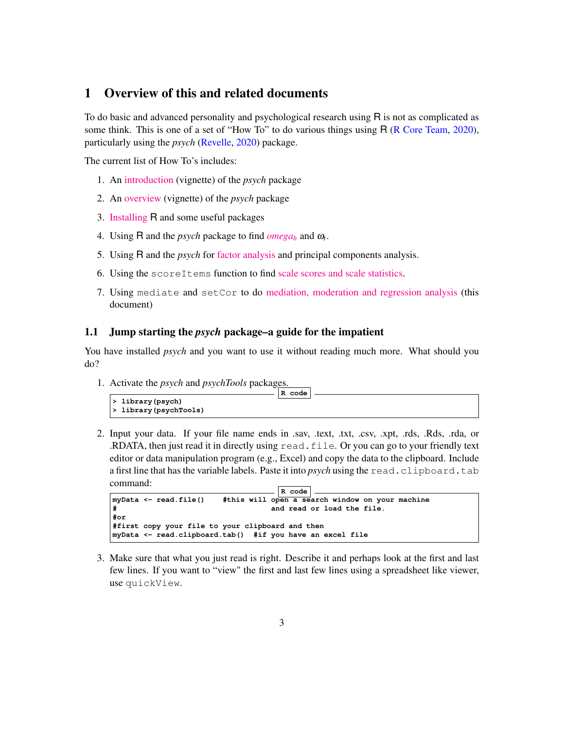# 1 Overview of this and related documents

To do basic and advanced personality and psychological research using R is not as complicated as some think. This is one of a set of "How To" to do various things using R (R Core Team, 2020), particularly using the *psych* (Revelle, 2020) package.

The current list of How To's includes:

1. An introduction (vignette) of the *psych* package
2. An overview (vignette) of the *psych* package
3. Installing R and some useful packages
4. Using R and the *psych* package to find $omega_h$ and $\omega_t$.
5. Using R and the *psych* for factor analysis and principal components analysis.
6. Using the scoreItems function to find scale scores and scale statistics.
7. Using mediate and setCor to do mediation, moderation and regression analysis (this document)

## 1.1 Jump starting the *psych* package–a guide for the impatient

You have installed *psych* and you want to use it without reading much more. What should you do?

1. Activate the *psych* and *psychTools* packages.

```
> library(psych)
> library(psychTools)
```

2. Input your data. If your file name ends in .sav, .text, .txt, .csv, .xpt, .rds, .Rds, .rda, or .RDATA, then just read it in directly using read.file. Or you can go to your friendly text editor or data manipulation program (e.g., Excel) and copy the data to the clipboard. Include a first line that has the variable labels. Paste it into *psych* using the read.clipboard.tab command:

```
myData <- read.file()    #this will open a search window on your machine
#                          and read or load the file.
#or
#first copy your file to your clipboard and then
myData <- read.clipboard.tab()  #if you have an excel file
```

3. Make sure that what you just read is right. Describe it and perhaps look at the first and last few lines. If you want to "view" the first and last few lines using a spreadsheet like viewer, use quickView.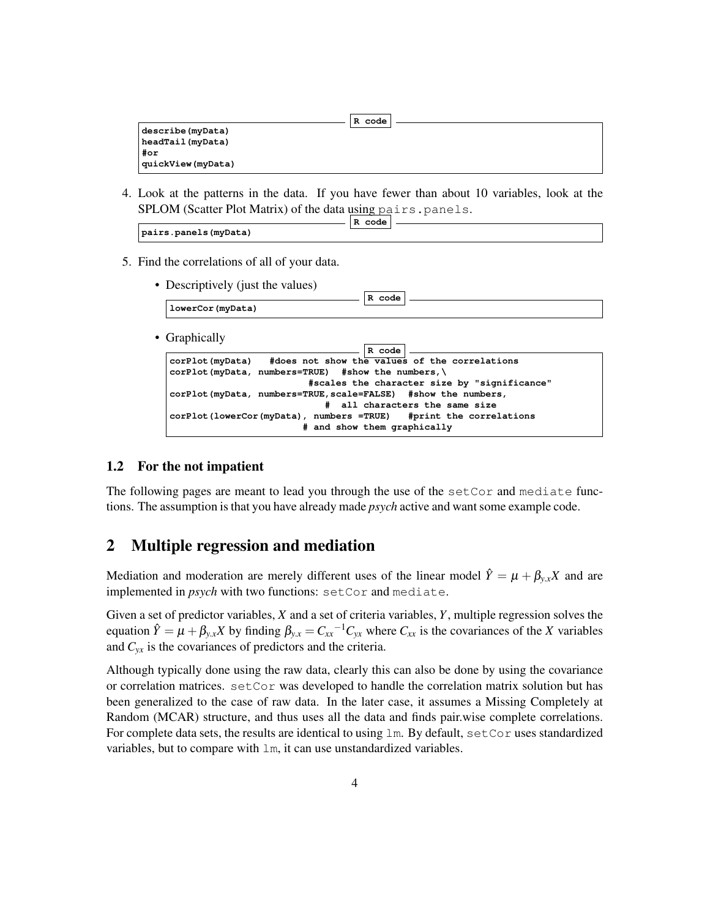```
describe(myData)
headTail(myData)
#or
quickView(myData)
```

4. Look at the patterns in the data. If you have fewer than about 10 variables, look at the SPLOM (Scatter Plot Matrix) of the data using `pairs.panels`.

```
pairs.panels(myData)
```

5. Find the correlations of all of your data.

   - Descriptively (just the values)

   ```
   lowerCor(myData)
   ```

   - Graphically

   ```
   corPlot(myData)   #does not show the values of the correlations
   corPlot(myData, numbers=TRUE)  #show the numbers,\
                            #scales the character size by "significance"
   corPlot(myData, numbers=TRUE,scale=FALSE)  #show the numbers,
                                 #  all characters the same size
   corPlot(lowerCor(myData), numbers =TRUE)   #print the correlations
                            # and show them graphically
   ```

## 1.2 For the not impatient

The following pages are meant to lead you through the use of the `setCor` and `mediate` functions. The assumption is that you have already made *psych* active and want some example code.

# 2 Multiple regression and mediation

Mediation and moderation are merely different uses of the linear model $\hat{Y} = \mu + \beta_{y.x}X$ and are implemented in *psych* with two functions: `setCor` and `mediate`.

Given a set of predictor variables, $X$ and a set of criteria variables, $Y$, multiple regression solves the equation $\hat{Y} = \mu + \beta_{y.x}X$ by finding $\beta_{y.x} = C_{xx}{}^{-1}C_{yx}$ where $C_{xx}$ is the covariances of the $X$ variables and $C_{yx}$ is the covariances of predictors and the criteria.

Although typically done using the raw data, clearly this can also be done by using the covariance or correlation matrices. `setCor` was developed to handle the correlation matrix solution but has been generalized to the case of raw data. In the later case, it assumes a Missing Completely at Random (MCAR) structure, and thus uses all the data and finds pair.wise complete correlations. For complete data sets, the results are identical to using `lm`. By default, `setCor` uses standardized variables, but to compare with `lm`, it can use unstandardized variables.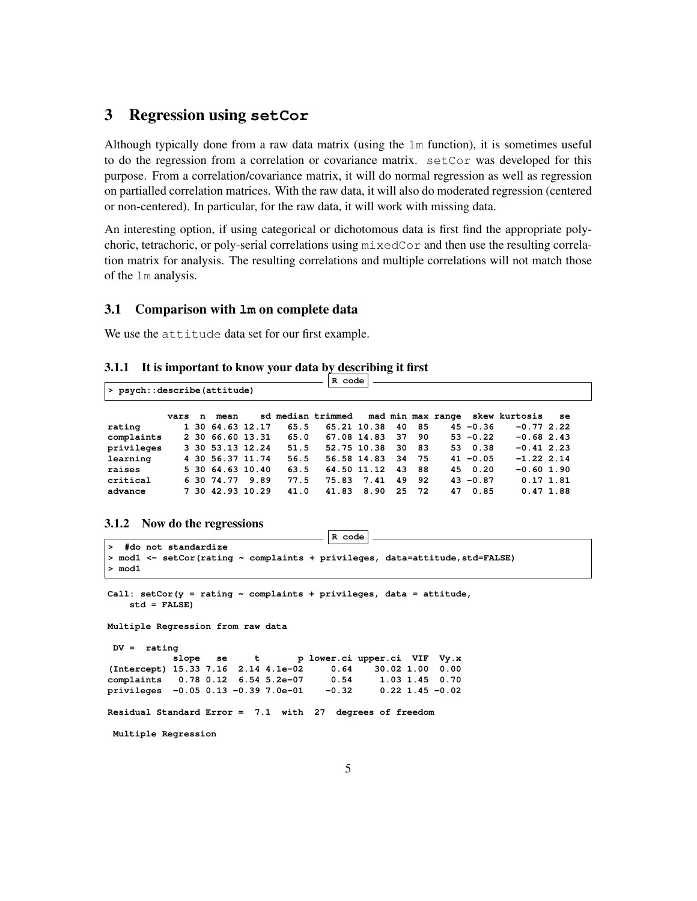## 3 Regression using setCor

Although typically done from a raw data matrix (using the lm function), it is sometimes useful to do the regression from a correlation or covariance matrix. setCor was developed for this purpose. From a correlation/covariance matrix, it will do normal regression as well as regression on partialled correlation matrices. With the raw data, it will also do moderated regression (centered or non-centered). In particular, for the raw data, it will work with missing data.

An interesting option, if using categorical or dichotomous data is first find the appropriate polychoric, tetrachoric, or poly-serial correlations using mixedCor and then use the resulting correlation matrix for analysis. The resulting correlations and multiple correlations will not match those of the lm analysis.

### 3.1 Comparison with lm on complete data

We use the attitude data set for our first example.

#### 3.1.1 It is important to know your data by describing it first

```
> psych::describe(attitude)
```

```
           vars  n  mean    sd median trimmed   mad min max range  skew kurtosis   se
rating        1 30 64.63 12.17   65.5   65.21 10.38  40  85    45 -0.36    -0.77 2.22
complaints    2 30 66.60 13.31   65.0   67.08 14.83  37  90    53 -0.22    -0.68 2.43
privileges    3 30 53.13 12.24   51.5   52.75 10.38  30  83    53  0.38    -0.41 2.23
learning      4 30 56.37 11.74   56.5   56.58 14.83  34  75    41 -0.05    -1.22 2.14
raises        5 30 64.63 10.40   63.5   64.50 11.12  43  88    45  0.20    -0.60 1.90
critical      6 30 74.77  9.89   77.5   75.83  7.41  49  92    43 -0.87     0.17 1.81
advance       7 30 42.93 10.29   41.0   41.83  8.90  25  72    47  0.85     0.47 1.88
```

#### 3.1.2 Now do the regressions

```
>  #do not standardize
> mod1 <- setCor(rating ~ complaints + privileges, data=attitude,std=FALSE)
> mod1
```

```
Call: setCor(y = rating ~ complaints + privileges, data = attitude, 
    std = FALSE)

Multiple Regression from raw data 

 DV =  rating 
            slope   se     t       p lower.ci upper.ci  VIF  Vy.x
(Intercept) 15.33 7.16  2.14 4.1e-02     0.64    30.02 1.00  0.00
complaints   0.78 0.12  6.54 5.2e-07     0.54     1.03 1.45  0.70
privileges  -0.05 0.13 -0.39 7.0e-01    -0.32     0.22 1.45 -0.02

Residual Standard Error =  7.1  with  27  degrees of freedom

 Multiple Regression
```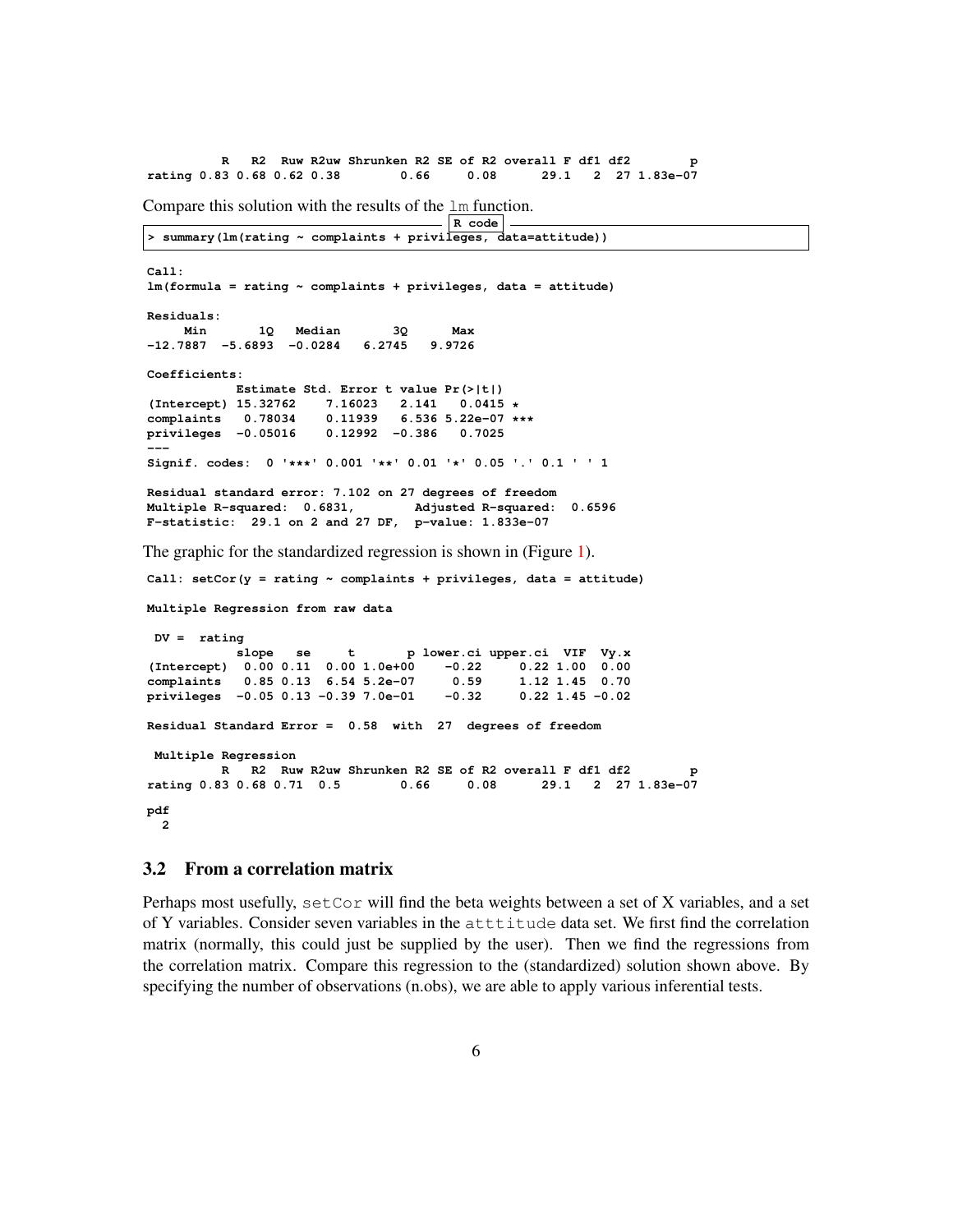```
          R   R2  Ruw R2uw Shrunken R2 SE of R2 overall F df1 df2        p
rating 0.83 0.68 0.62 0.38        0.66     0.08      29.1   2  27 1.83e-07
```

Compare this solution with the results of the lm function.

R code

```
> summary(lm(rating ~ complaints + privileges, data=attitude))
```

```
Call:
lm(formula = rating ~ complaints + privileges, data = attitude)

Residuals:
     Min       1Q   Median       3Q      Max 
-12.7887  -5.6893  -0.0284   6.2745   9.9726 

Coefficients:
            Estimate Std. Error t value Pr(>|t|)    
(Intercept) 15.32762    7.16023   2.141   0.0415 *  
complaints   0.78034    0.11939   6.536 5.22e-07 ***
privileges  -0.05016    0.12992  -0.386   0.7025    
---
Signif. codes:  0 '***' 0.001 '**' 0.01 '*' 0.05 '.' 0.1 ' ' 1

Residual standard error: 7.102 on 27 degrees of freedom
Multiple R-squared:  0.6831,	Adjusted R-squared:  0.6596 
F-statistic:  29.1 on 2 and 27 DF,  p-value: 1.833e-07
```

The graphic for the standardized regression is shown in (Figure 1).

```
Call: setCor(y = rating ~ complaints + privileges, data = attitude)

Multiple Regression from raw data 

 DV =  rating 
            slope   se     t       p lower.ci upper.ci  VIF  Vy.x
(Intercept)  0.00 0.11  0.00 1.0e+00    -0.22     0.22 1.00  0.00
complaints   0.85 0.13  6.54 5.2e-07     0.59     1.12 1.45  0.70
privileges  -0.05 0.13 -0.39 7.0e-01    -0.32     0.22 1.45 -0.02

Residual Standard Error =  0.58  with  27  degrees of freedom

 Multiple Regression
          R   R2  Ruw R2uw Shrunken R2 SE of R2 overall F df1 df2        p
rating 0.83 0.68 0.71  0.5        0.66     0.08      29.1   2  27 1.83e-07

pdf 
  2 
```

### 3.2 From a correlation matrix

Perhaps most usefully, setCor will find the beta weights between a set of X variables, and a set of Y variables. Consider seven variables in the atttitude data set. We first find the correlation matrix (normally, this could just be supplied by the user). Then we find the regressions from the correlation matrix. Compare this regression to the (standardized) solution shown above. By specifying the number of observations (n.obs), we are able to apply various inferential tests.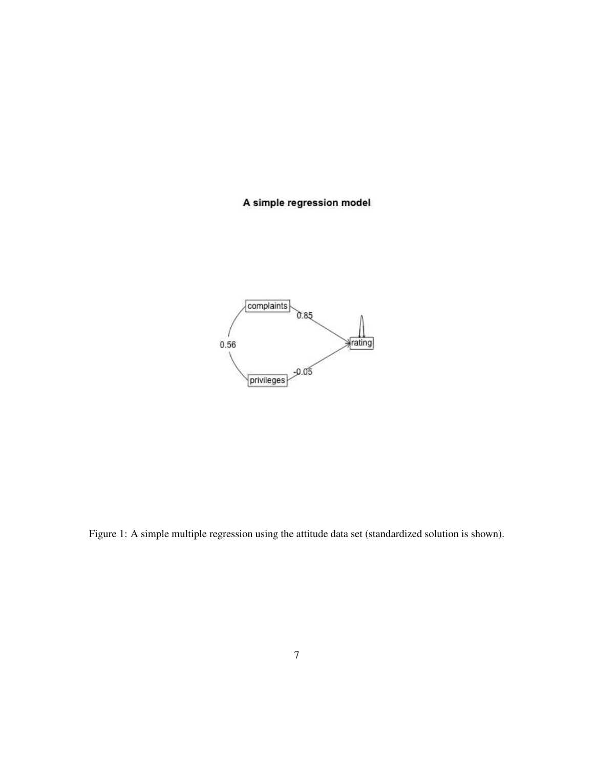A simple regression model

complaints → rating: 0.85

privileges → rating: -0.05

complaints ↔ privileges: 0.56

Figure 1: A simple multiple regression using the attitude data set (standardized solution is shown).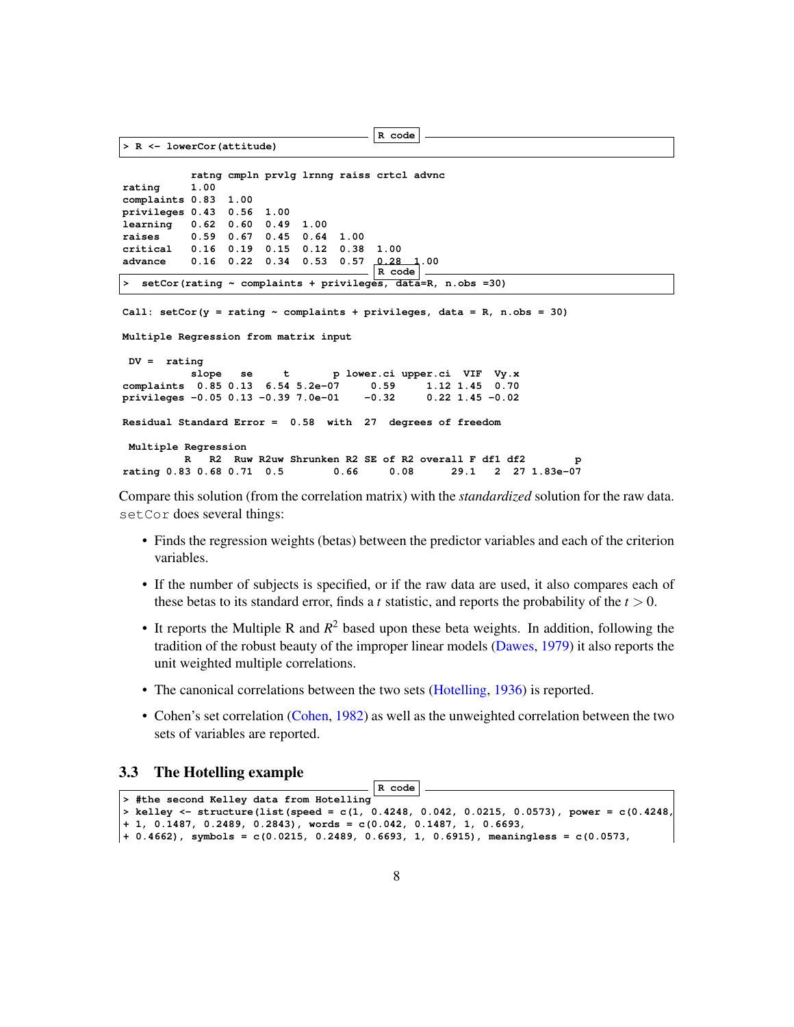```
R code
> R <- lowerCor(attitude)

           ratng cmpln prvlg lrnng raiss crtcl advnc
rating     1.00
complaints 0.83  1.00
privileges 0.43  0.56  1.00
learning   0.62  0.60  0.49  1.00
raises     0.59  0.67  0.45  0.64  1.00
critical   0.16  0.19  0.15  0.12  0.38  1.00
advance    0.16  0.22  0.34  0.53  0.57  0.28  1.00
```

```
R code
>  setCor(rating ~ complaints + privileges, data=R, n.obs =30)

Call: setCor(y = rating ~ complaints + privileges, data = R, n.obs = 30)

Multiple Regression from matrix input

 DV =  rating
           slope   se     t       p lower.ci upper.ci  VIF  Vy.x
complaints  0.85 0.13  6.54 5.2e-07     0.59     1.12 1.45  0.70
privileges -0.05 0.13 -0.39 7.0e-01    -0.32     0.22 1.45 -0.02

Residual Standard Error =  0.58  with  27  degrees of freedom

 Multiple Regression
          R   R2  Ruw R2uw Shrunken R2 SE of R2 overall F df1 df2        p
rating 0.83 0.68 0.71  0.5        0.66     0.08      29.1   2  27 1.83e-07
```

Compare this solution (from the correlation matrix) with the *standardized* solution for the raw data. setCor does several things:

- Finds the regression weights (betas) between the predictor variables and each of the criterion variables.
- If the number of subjects is specified, or if the raw data are used, it also compares each of these betas to its standard error, finds a $t$ statistic, and reports the probability of the $t > 0$.
- It reports the Multiple R and $R^2$ based upon these beta weights. In addition, following the tradition of the robust beauty of the improper linear models (Dawes, 1979) it also reports the unit weighted multiple correlations.
- The canonical correlations between the two sets (Hotelling, 1936) is reported.
- Cohen's set correlation (Cohen, 1982) as well as the unweighted correlation between the two sets of variables are reported.

### 3.3 The Hotelling example

```
R code
> #the second Kelley data from Hotelling
> kelley <- structure(list(speed = c(1, 0.4248, 0.042, 0.0215, 0.0573), power = c(0.4248,
+ 1, 0.1487, 0.2489, 0.2843), words = c(0.042, 0.1487, 1, 0.6693,
+ 0.4662), symbols = c(0.0215, 0.2489, 0.6693, 1, 0.6915), meaningless = c(0.0573,
```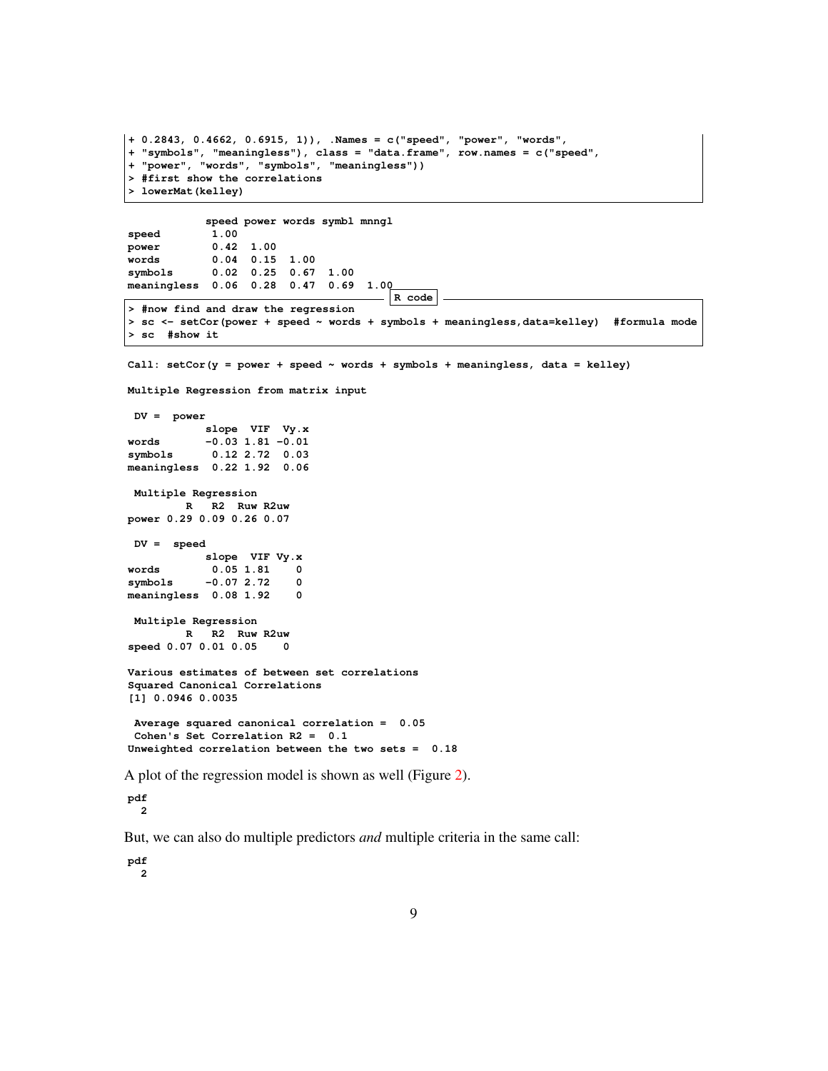```
+ 0.2843, 0.4662, 0.6915, 1)), .Names = c("speed", "power", "words",
+ "symbols", "meaningless"), class = "data.frame", row.names = c("speed",
+ "power", "words", "symbols", "meaningless"))
> #first show the correlations
> lowerMat(kelley)
```

```
            speed power words symbl mnngl
speed        1.00
power        0.42  1.00
words        0.04  0.15  1.00
symbols      0.02  0.25  0.67  1.00
meaningless  0.06  0.28  0.47  0.69  1.00
```

R code

```
> #now find and draw the regression
> sc <- setCor(power + speed ~ words + symbols + meaningless,data=kelley)  #formula mode
> sc  #show it
```

```
Call: setCor(y = power + speed ~ words + symbols + meaningless, data = kelley)

Multiple Regression from matrix input

 DV =  power
            slope  VIF  Vy.x
words       -0.03 1.81 -0.01
symbols      0.12 2.72  0.03
meaningless  0.22 1.92  0.06

 Multiple Regression
        R   R2  Ruw R2uw
power 0.29 0.09 0.26 0.07

 DV =  speed
            slope  VIF Vy.x
words        0.05 1.81    0
symbols     -0.07 2.72    0
meaningless  0.08 1.92    0

 Multiple Regression
        R   R2  Ruw R2uw
speed 0.07 0.01 0.05    0

Various estimates of between set correlations
Squared Canonical Correlations
[1] 0.0946 0.0035

 Average squared canonical correlation =  0.05
 Cohen's Set Correlation R2 =  0.1
Unweighted correlation between the two sets =  0.18
```

A plot of the regression model is shown as well (Figure 2).

```
pdf
  2
```

But, we can also do multiple predictors *and* multiple criteria in the same call:

```
pdf
  2
```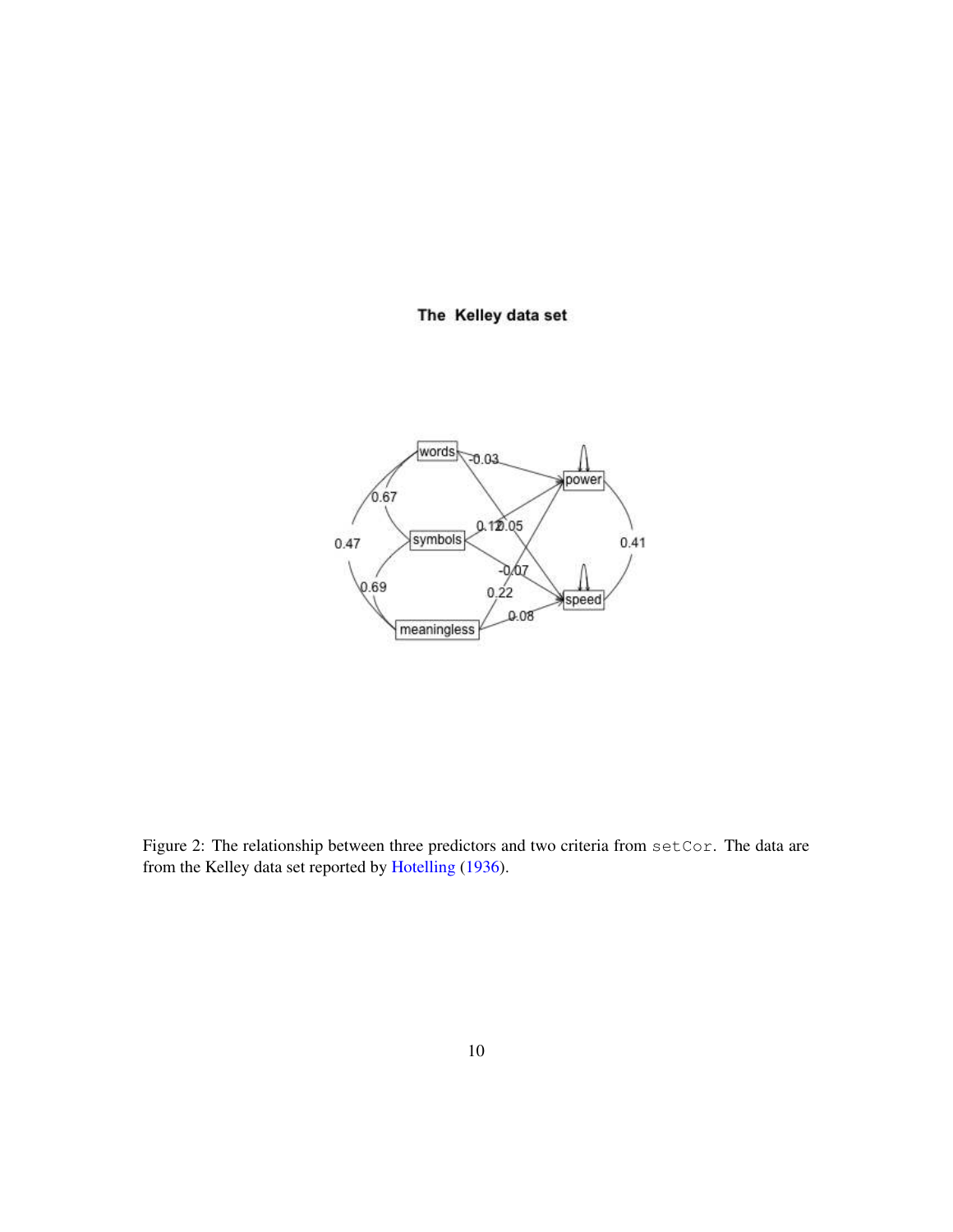Figure 2: The relationship between three predictors and two criteria from setCor. The data are from the Kelley data set reported by Hotelling (1936).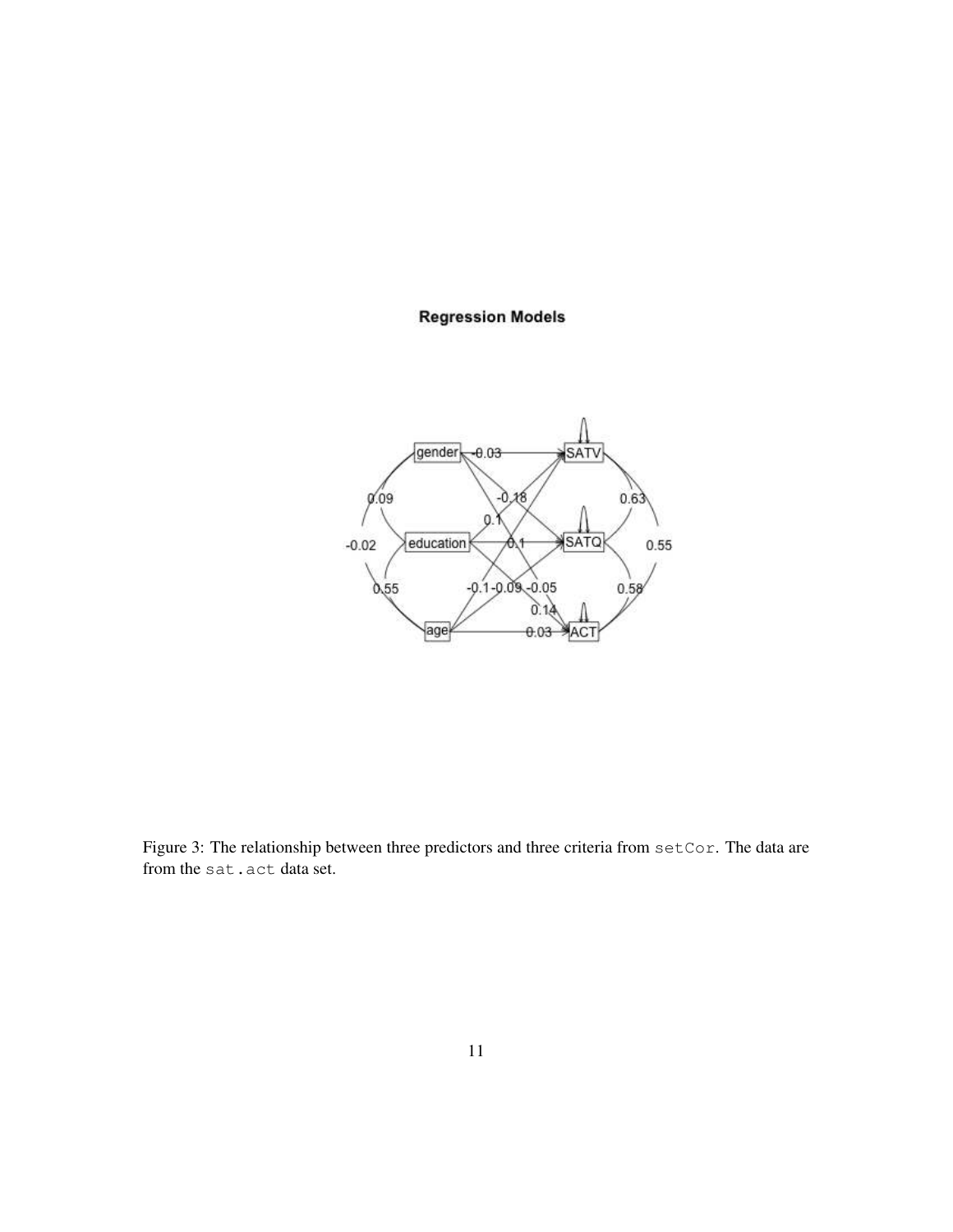Figure 3: The relationship between three predictors and three criteria from `setCor`. The data are from the `sat.act` data set.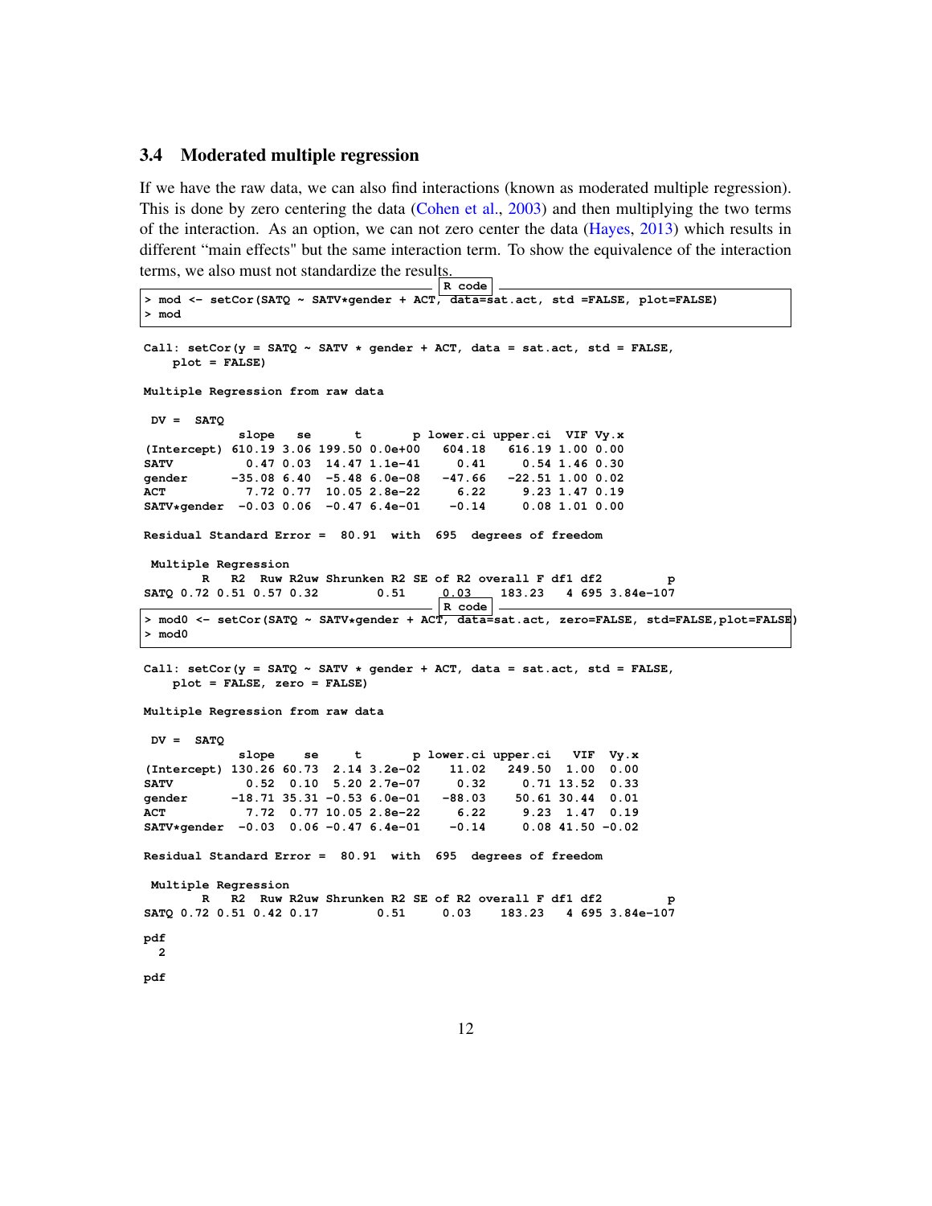## 3.4 Moderated multiple regression

If we have the raw data, we can also find interactions (known as moderated multiple regression). This is done by zero centering the data (Cohen et al., 2003) and then multiplying the two terms of the interaction. As an option, we can not zero center the data (Hayes, 2013) which results in different "main effects" but the same interaction term. To show the equivalence of the interaction terms, we also must not standardize the results.

R code
```
> mod <- setCor(SATQ ~ SATV*gender + ACT, data=sat.act, std =FALSE, plot=FALSE)
> mod
```

```
Call: setCor(y = SATQ ~ SATV * gender + ACT, data = sat.act, std = FALSE,
    plot = FALSE)

Multiple Regression from raw data

 DV =  SATQ
             slope   se      t       p lower.ci upper.ci  VIF Vy.x
(Intercept) 610.19 3.06 199.50 0.0e+00   604.18   616.19 1.00 0.00
SATV          0.47 0.03  14.47 1.1e-41     0.41     0.54 1.46 0.30
gender      -35.08 6.40  -5.48 6.0e-08   -47.66   -22.51 1.00 0.02
ACT           7.72 0.77  10.05 2.8e-22     6.22     9.23 1.47 0.19
SATV*gender  -0.03 0.06  -0.47 6.4e-01    -0.14     0.08 1.01 0.00

Residual Standard Error =  80.91  with  695  degrees of freedom

 Multiple Regression
        R   R2  Ruw R2uw Shrunken R2 SE of R2 overall F df1 df2        p
SATQ 0.72 0.51 0.57 0.32        0.51     0.03    183.23   4 695 3.84e-107
```

R code
```
> mod0 <- setCor(SATQ ~ SATV*gender + ACT, data=sat.act, zero=FALSE, std=FALSE,plot=FALSE)
> mod0
```

```
Call: setCor(y = SATQ ~ SATV * gender + ACT, data = sat.act, std = FALSE,
    plot = FALSE, zero = FALSE)

Multiple Regression from raw data

 DV =  SATQ
             slope    se     t       p lower.ci upper.ci   VIF  Vy.x
(Intercept) 130.26 60.73  2.14 3.2e-02    11.02   249.50  1.00  0.00
SATV          0.52  0.10  5.20 2.7e-07     0.32     0.71 13.52  0.33
gender      -18.71 35.31 -0.53 6.0e-01   -88.03    50.61 30.44  0.01
ACT           7.72  0.77 10.05 2.8e-22     6.22     9.23  1.47  0.19
SATV*gender  -0.03  0.06 -0.47 6.4e-01    -0.14     0.08 41.50 -0.02

Residual Standard Error =  80.91  with  695  degrees of freedom

 Multiple Regression
        R   R2  Ruw R2uw Shrunken R2 SE of R2 overall F df1 df2        p
SATQ 0.72 0.51 0.42 0.17        0.51     0.03    183.23   4 695 3.84e-107

pdf
  2

pdf
```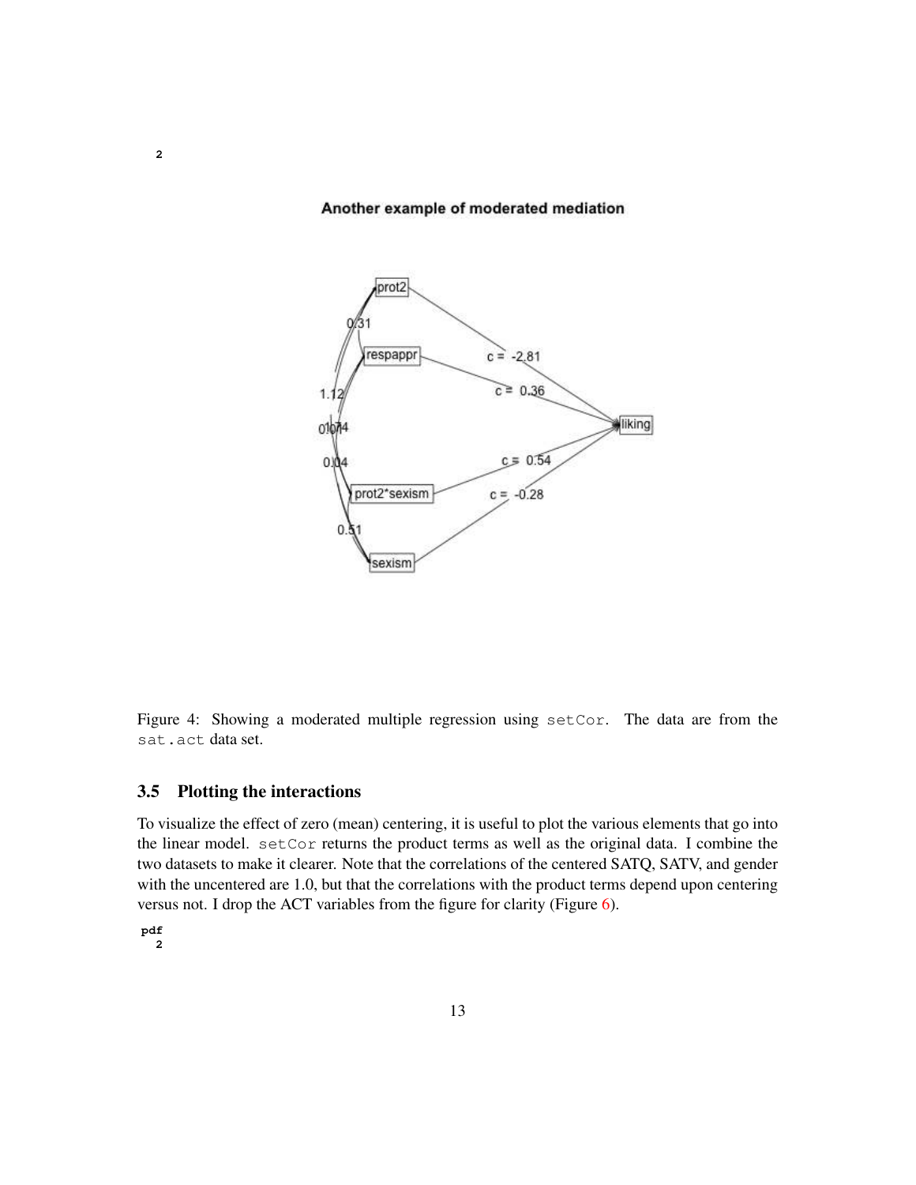2

Another example of moderated mediation

Figure 4: Showing a moderated multiple regression using setCor. The data are from the sat.act data set.

### 3.5 Plotting the interactions

To visualize the effect of zero (mean) centering, it is useful to plot the various elements that go into the linear model. setCor returns the product terms as well as the original data. I combine the two datasets to make it clearer. Note that the correlations of the centered SATQ, SATV, and gender with the uncentered are 1.0, but that the correlations with the product terms depend upon centering versus not. I drop the ACT variables from the figure for clarity (Figure 6).

```
pdf
  2
```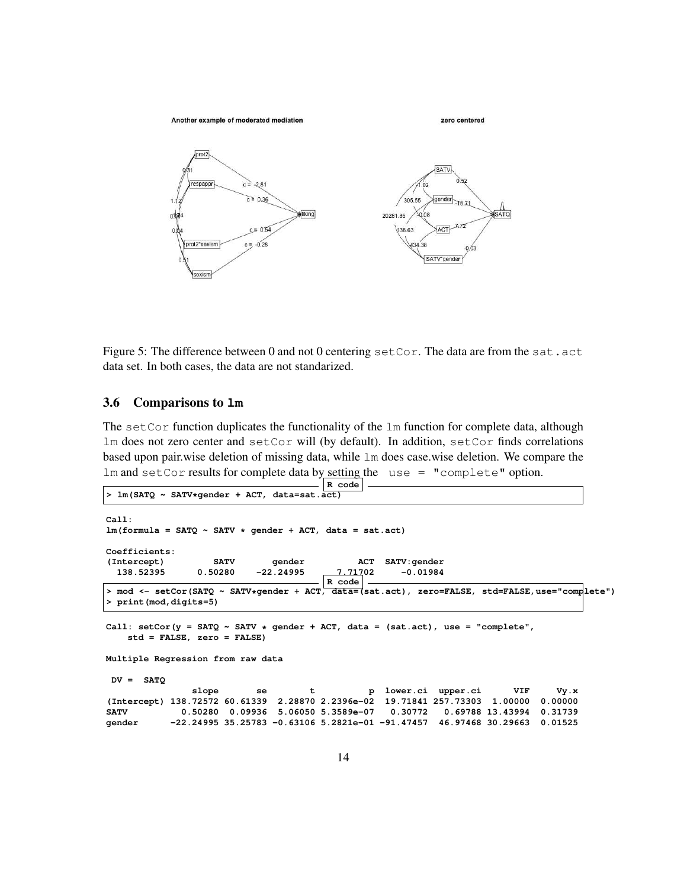Figure 5: The difference between 0 and not 0 centering setCor. The data are from the sat.act data set. In both cases, the data are not standarized.

### 3.6 Comparisons to lm

The setCor function duplicates the functionality of the lm function for complete data, although lm does not zero center and setCor will (by default). In addition, setCor finds correlations based upon pair.wise deletion of missing data, while lm does case.wise deletion. We compare the lm and setCor results for complete data by setting the use = "complete" option.

```
> lm(SATQ ~ SATV*gender + ACT, data=sat.act)
```

```
Call:
lm(formula = SATQ ~ SATV * gender + ACT, data = sat.act)

Coefficients:
(Intercept)         SATV       gender          ACT  SATV:gender
  138.52395      0.50280    -22.24995      7.71702     -0.01984
```

```
> mod <- setCor(SATQ ~ SATV*gender + ACT, data=(sat.act), zero=FALSE, std=FALSE,use="complete")
> print(mod,digits=5)
```

```
Call: setCor(y = SATQ ~ SATV * gender + ACT, data = (sat.act), use = "complete",
    std = FALSE, zero = FALSE)

Multiple Regression from raw data

 DV =  SATQ
                slope       se        t          p  lower.ci  upper.ci      VIF     Vy.x
(Intercept) 138.72572 60.61339  2.28870 2.2396e-02  19.71841 257.73303  1.00000  0.00000
SATV          0.50280  0.09936  5.06050 5.3589e-07   0.30772   0.69788 13.43994  0.31739
gender      -22.24995 35.25783 -0.63106 5.2821e-01 -91.47457  46.97468 30.29663  0.01525
```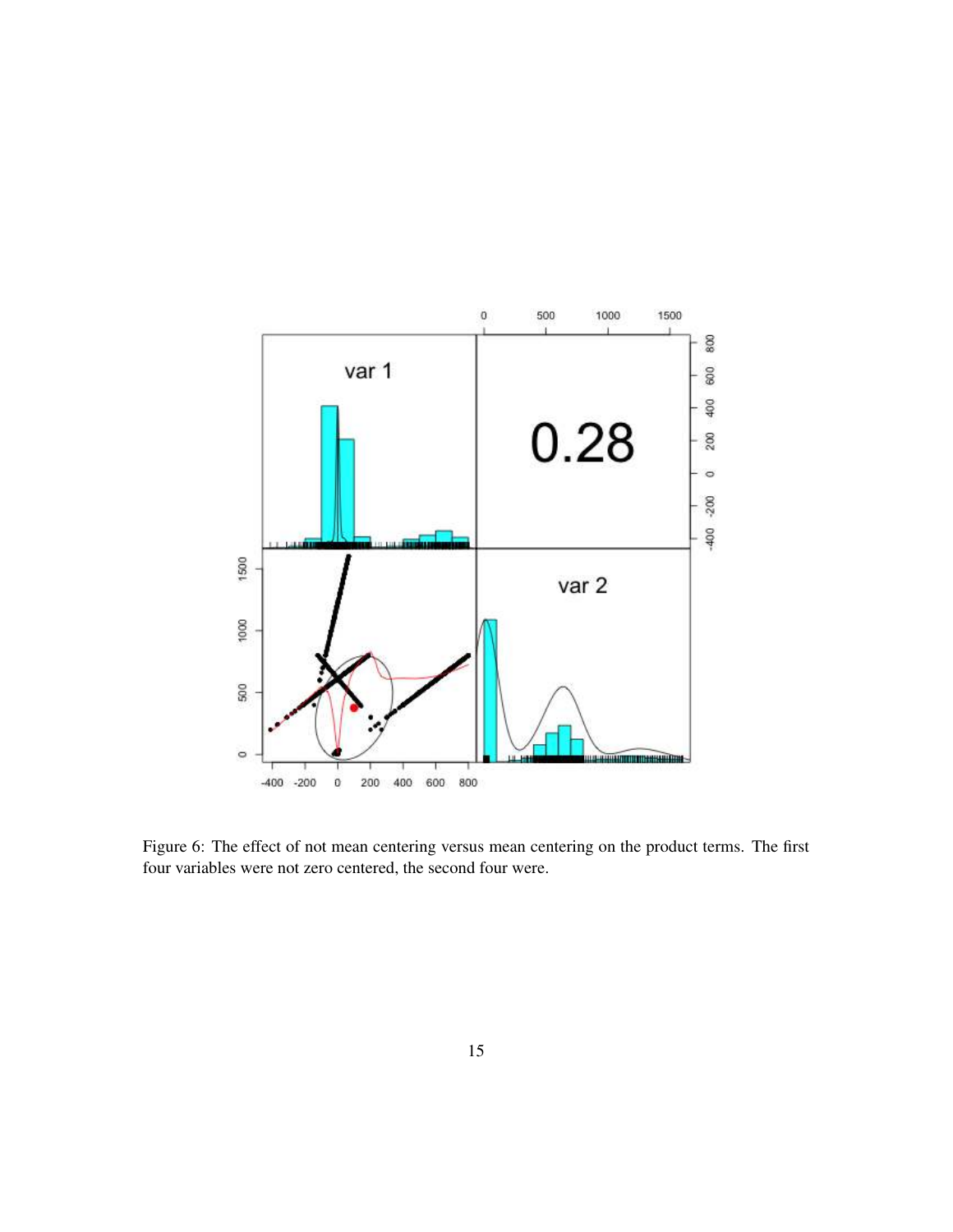Figure 6: The effect of not mean centering versus mean centering on the product terms. The first four variables were not zero centered, the second four were.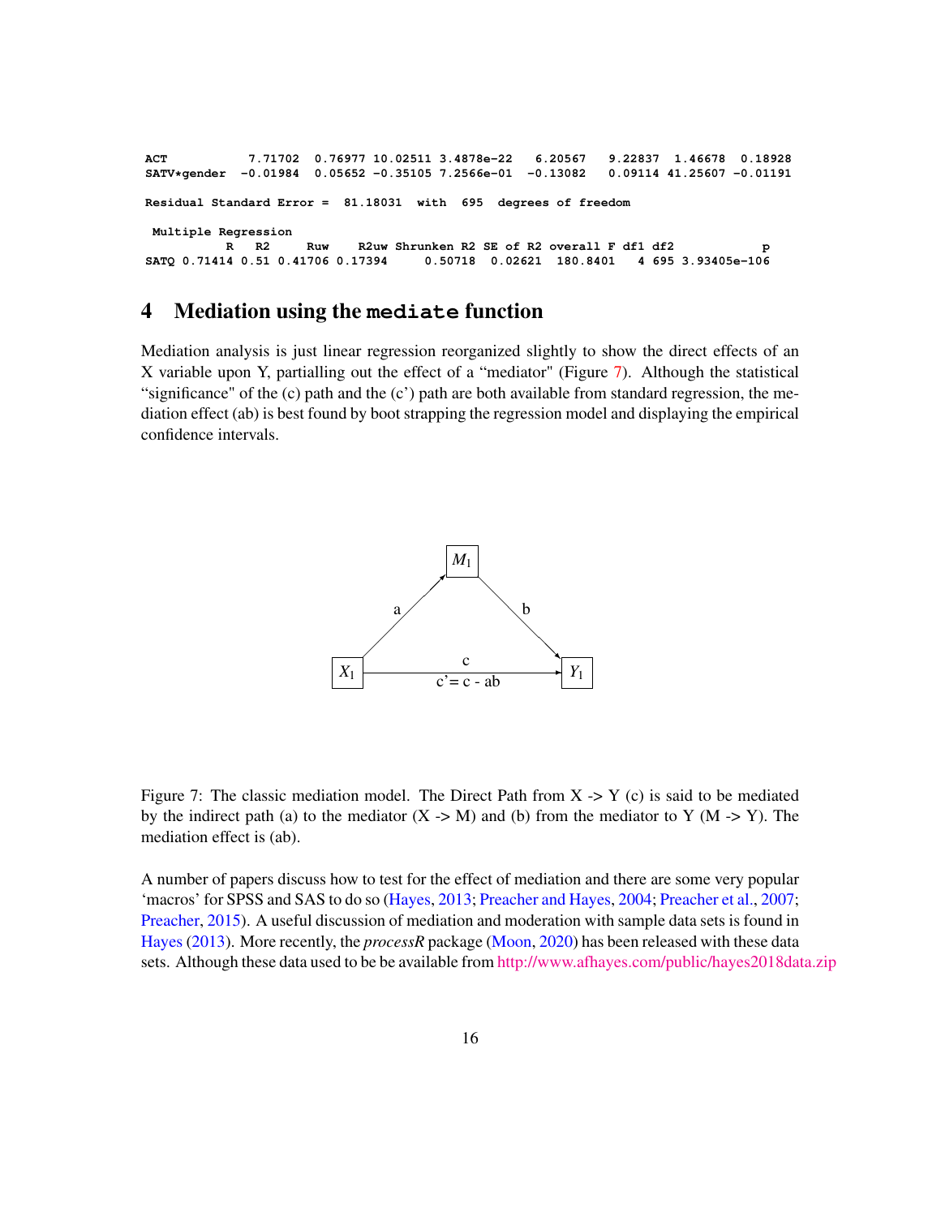```
ACT           7.71702  0.76977 10.02511 3.4878e-22   6.20567   9.22837  1.46678  0.18928
SATV*gender  -0.01984  0.05652 -0.35105 7.2566e-01  -0.13082   0.09114 41.25607 -0.01191

Residual Standard Error =  81.18031  with  695  degrees of freedom

 Multiple Regression
           R   R2     Ruw    R2uw Shrunken R2 SE of R2 overall F df1 df2           p
SATQ 0.71414 0.51 0.41706 0.17394     0.50718  0.02621  180.8401   4 695 3.93405e-106
```

# 4 Mediation using the `mediate` function

Mediation analysis is just linear regression reorganized slightly to show the direct effects of an X variable upon Y, partialling out the effect of a "mediator" (Figure 7). Although the statistical "significance" of the (c) path and the (c') path are both available from standard regression, the mediation effect (ab) is best found by boot strapping the regression model and displaying the empirical confidence intervals.

Figure 7: The classic mediation model. The Direct Path from X -> Y (c) is said to be mediated by the indirect path (a) to the mediator (X -> M) and (b) from the mediator to Y (M -> Y). The mediation effect is (ab).

A number of papers discuss how to test for the effect of mediation and there are some very popular 'macros' for SPSS and SAS to do so (Hayes, 2013; Preacher and Hayes, 2004; Preacher et al., 2007; Preacher, 2015). A useful discussion of mediation and moderation with sample data sets is found in Hayes (2013). More recently, the *processR* package (Moon, 2020) has been released with these data sets. Although these data used to be be available from http://www.afhayes.com/public/hayes2018data.zip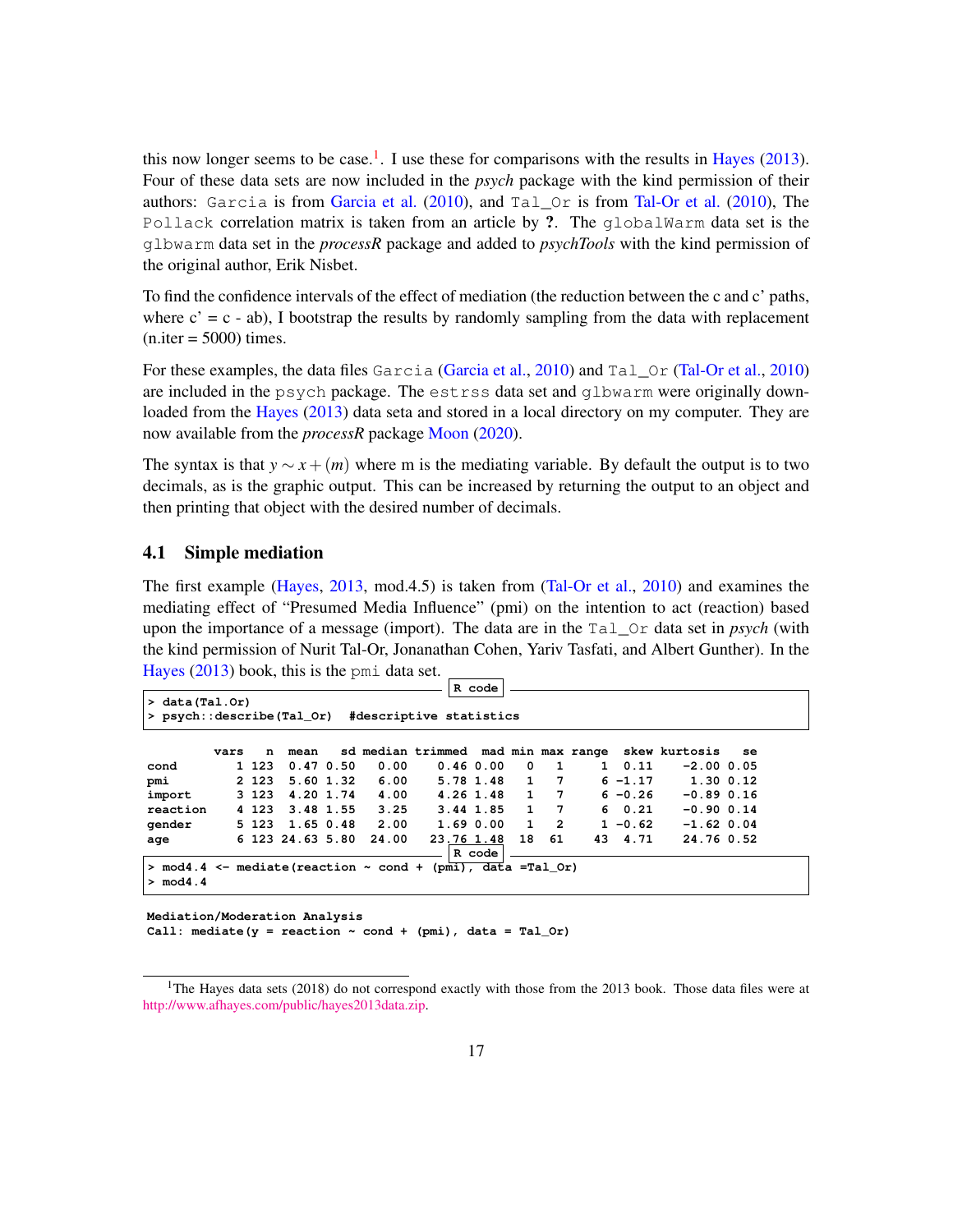this now longer seems to be case.[1]. I use these for comparisons with the results in Hayes (2013). Four of these data sets are now included in the *psych* package with the kind permission of their authors: Garcia is from Garcia et al. (2010), and Tal_Or is from Tal-Or et al. (2010), The Pollack correlation matrix is taken from an article by **?**. The globalWarm data set is the glbwarm data set in the *processR* package and added to *psychTools* with the kind permission of the original author, Erik Nisbet.

To find the confidence intervals of the effect of mediation (the reduction between the c and c' paths, where c' = c - ab), I bootstrap the results by randomly sampling from the data with replacement (n.iter = 5000) times.

For these examples, the data files Garcia (Garcia et al., 2010) and Tal_Or (Tal-Or et al., 2010) are included in the psych package. The estrss data set and glbwarm were originally downloaded from the Hayes (2013) data seta and stored in a local directory on my computer. They are now available from the *processR* package Moon (2020).

The syntax is that $y \sim x + (m)$ where m is the mediating variable. By default the output is to two decimals, as is the graphic output. This can be increased by returning the output to an object and then printing that object with the desired number of decimals.

### 4.1 Simple mediation

The first example (Hayes, 2013, mod.4.5) is taken from (Tal-Or et al., 2010) and examines the mediating effect of "Presumed Media Influence" (pmi) on the intention to act (reaction) based upon the importance of a message (import). The data are in the Tal_Or data set in *psych* (with the kind permission of Nurit Tal-Or, Jonanathan Cohen, Yariv Tasfati, and Albert Gunther). In the Hayes (2013) book, this is the pmi data set.

R code
```
> data(Tal.Or)
> psych::describe(Tal_Or)  #descriptive statistics
```

```
        vars   n  mean   sd median trimmed  mad min max range  skew kurtosis   se
cond       1 123  0.47 0.50   0.00    0.46 0.00   0   1     1  0.11    -2.00 0.05
pmi        2 123  5.60 1.32   6.00    5.78 1.48   1   7     6 -1.17     1.30 0.12
import     3 123  4.20 1.74   4.00    4.26 1.48   1   7     6 -0.26    -0.89 0.16
reaction   4 123  3.48 1.55   3.25    3.44 1.85   1   7     6  0.21    -0.90 0.14
gender     5 123  1.65 0.48   2.00    1.69 0.00   1   2     1 -0.62    -1.62 0.04
age        6 123 24.63 5.80  24.00   23.76 1.48  18  61    43  4.71    24.76 0.52
```

R code
```
> mod4.4 <- mediate(reaction ~ cond + (pmi), data =Tal_Or)
> mod4.4
```

```
Mediation/Moderation Analysis
Call: mediate(y = reaction ~ cond + (pmi), data = Tal_Or)
```

[1]The Hayes data sets (2018) do not correspond exactly with those from the 2013 book. Those data files were at http://www.afhayes.com/public/hayes2013data.zip.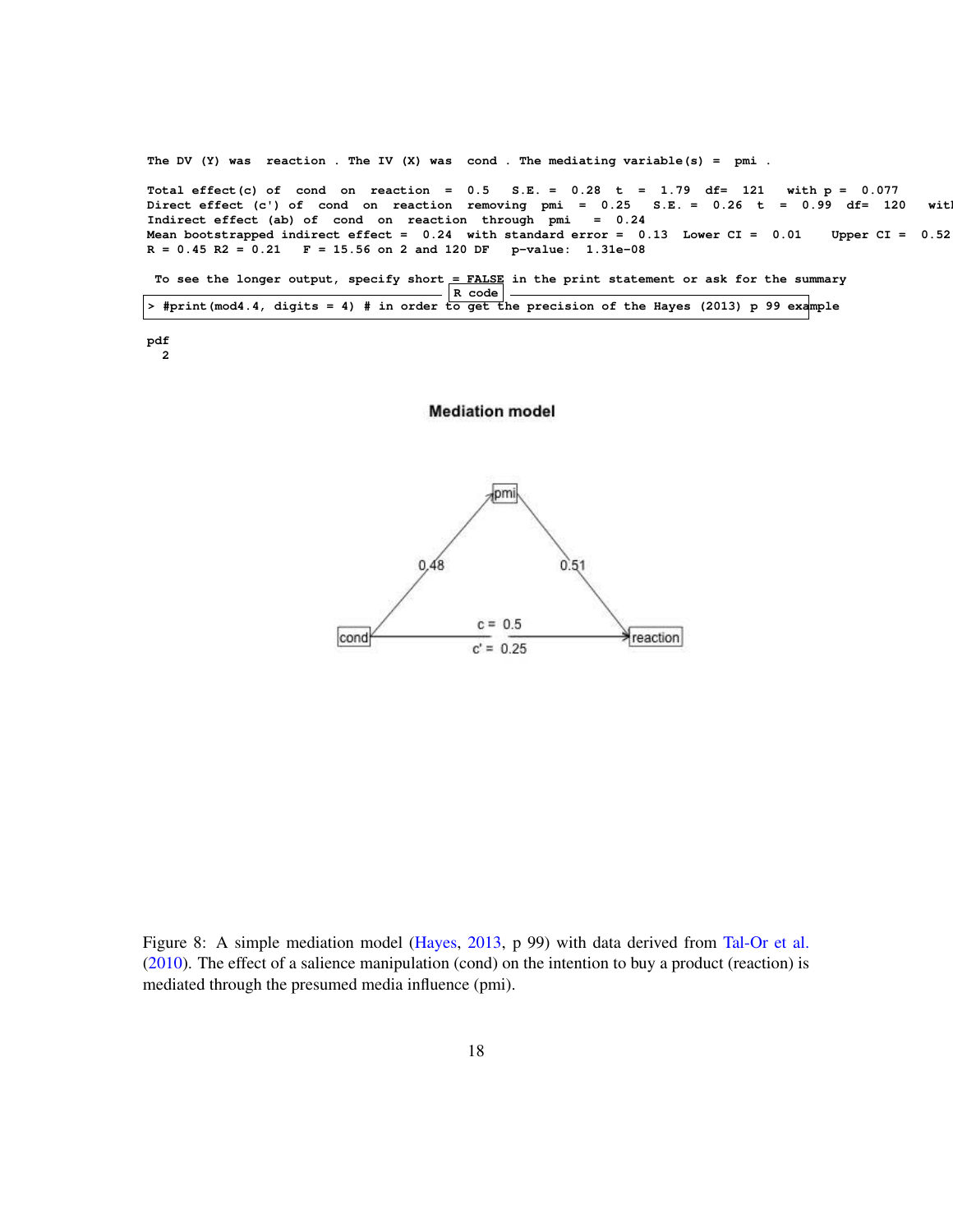```
The DV (Y) was  reaction . The IV (X) was  cond . The mediating variable(s) =  pmi .

Total effect(c) of  cond  on  reaction  =  0.5   S.E. =  0.28  t  =  1.79  df=  121   with p =  0.077
Direct effect (c') of  cond  on  reaction  removing  pmi  =  0.25   S.E. =  0.26  t  =  0.99  df=  120   wit
Indirect effect (ab) of  cond  on  reaction  through  pmi   =  0.24
Mean bootstrapped indirect effect =  0.24  with standard error =  0.13  Lower CI =  0.01    Upper CI =  0.52
R = 0.45 R2 = 0.21   F = 15.56 on 2 and 120 DF   p-value:  1.31e-08

 To see the longer output, specify short = FALSE in the print statement or ask for the summary
```

R code

```
> #print(mod4.4, digits = 4) # in order to get the precision of the Hayes (2013) p 99 example
```

```
pdf
  2
```

**Mediation model**

(Diagram: cond → pmi: 0.48; pmi → reaction: 0.51; cond → reaction: c = 0.5, c' = 0.25)

Figure 8: A simple mediation model (Hayes, 2013, p 99) with data derived from Tal-Or et al. (2010). The effect of a salience manipulation (cond) on the intention to buy a product (reaction) is mediated through the presumed media influence (pmi).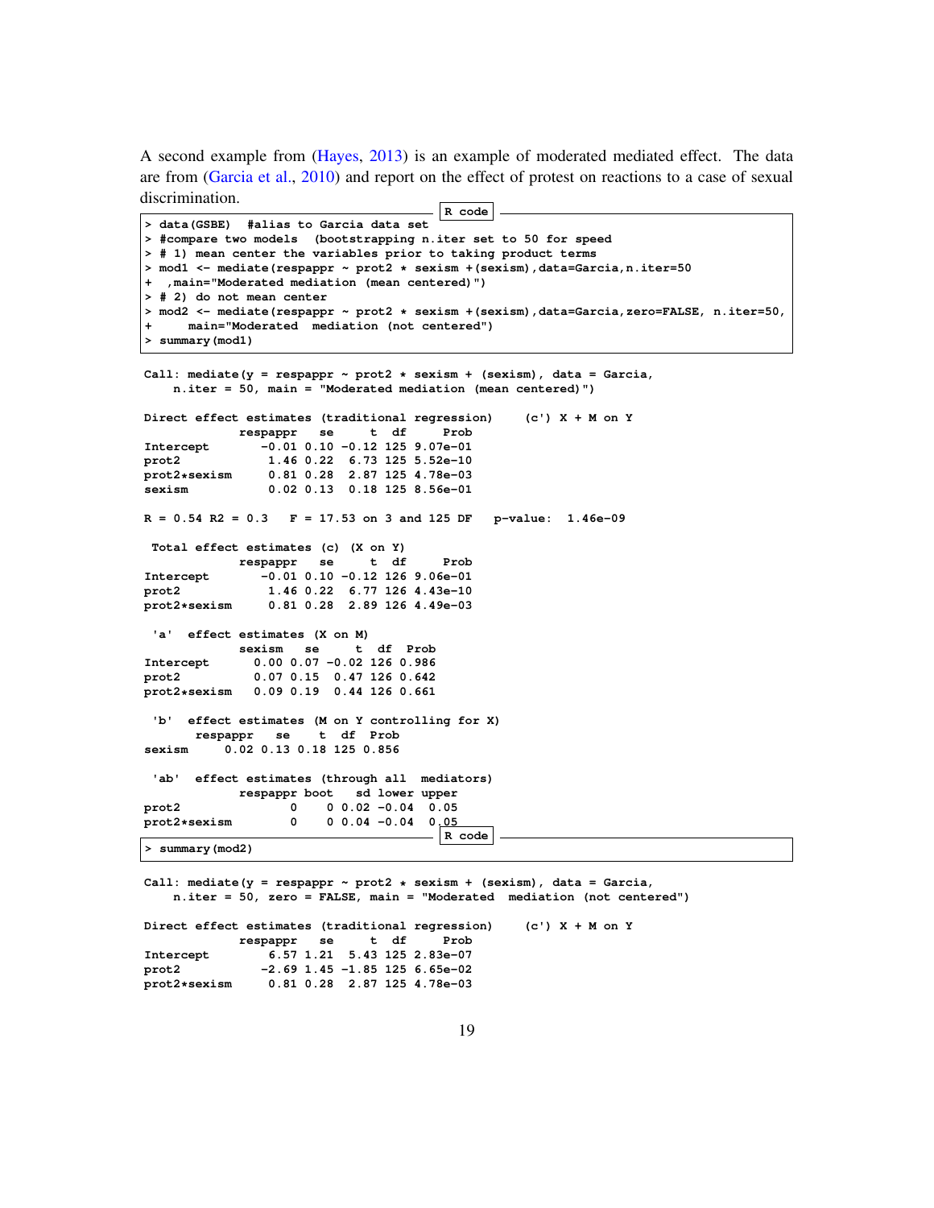A second example from (Hayes, 2013) is an example of moderated mediated effect. The data are from (Garcia et al., 2010) and report on the effect of protest on reactions to a case of sexual discrimination.

R code

```
> data(GSBE)   #alias to Garcia data set
> #compare two models  (bootstrapping n.iter set to 50 for speed
> # 1) mean center the variables prior to taking product terms
> mod1 <- mediate(respappr ~ prot2 * sexism +(sexism),data=Garcia,n.iter=50
+   ,main="Moderated mediation (mean centered)")
> # 2) do not mean center
> mod2 <- mediate(respappr ~ prot2 * sexism +(sexism),data=Garcia,zero=FALSE, n.iter=50,
+      main="Moderated  mediation (not centered")
> summary(mod1)
```

```
Call: mediate(y = respappr ~ prot2 * sexism + (sexism), data = Garcia,
    n.iter = 50, main = "Moderated mediation (mean centered)")

Direct effect estimates (traditional regression)    (c') X + M on Y
             respappr   se     t  df     Prob
Intercept       -0.01 0.10 -0.12 125 9.07e-01
prot2            1.46 0.22  6.73 125 5.52e-10
prot2*sexism     0.81 0.28  2.87 125 4.78e-03
sexism           0.02 0.13  0.18 125 8.56e-01

R = 0.54 R2 = 0.3   F = 17.53 on 3 and 125 DF   p-value:  1.46e-09

 Total effect estimates (c)  (X on Y)
             respappr   se     t  df     Prob
Intercept       -0.01 0.10 -0.12 126 9.06e-01
prot2            1.46 0.22  6.77 126 4.43e-10
prot2*sexism     0.81 0.28  2.89 126 4.49e-03

 'a'  effect estimates (X on M)
             sexism   se     t  df  Prob
Intercept      0.00 0.07 -0.02 126 0.986
prot2          0.07 0.15  0.47 126 0.642
prot2*sexism   0.09 0.19  0.44 126 0.661

 'b'  effect estimates (M on Y controlling for X)
       respappr   se    t  df  Prob
sexism     0.02 0.13 0.18 125 0.856

 'ab'  effect estimates (through all  mediators)
             respappr boot   sd lower upper
prot2               0    0 0.02 -0.04  0.05
prot2*sexism        0    0 0.04 -0.04  0.05
```

R code

```
> summary(mod2)
```

```
Call: mediate(y = respappr ~ prot2 * sexism + (sexism), data = Garcia,
    n.iter = 50, zero = FALSE, main = "Moderated  mediation (not centered")

Direct effect estimates (traditional regression)    (c') X + M on Y
             respappr   se     t  df     Prob
Intercept        6.57 1.21  5.43 125 2.83e-07
prot2           -2.69 1.45 -1.85 125 6.65e-02
prot2*sexism     0.81 0.28  2.87 125 4.78e-03
```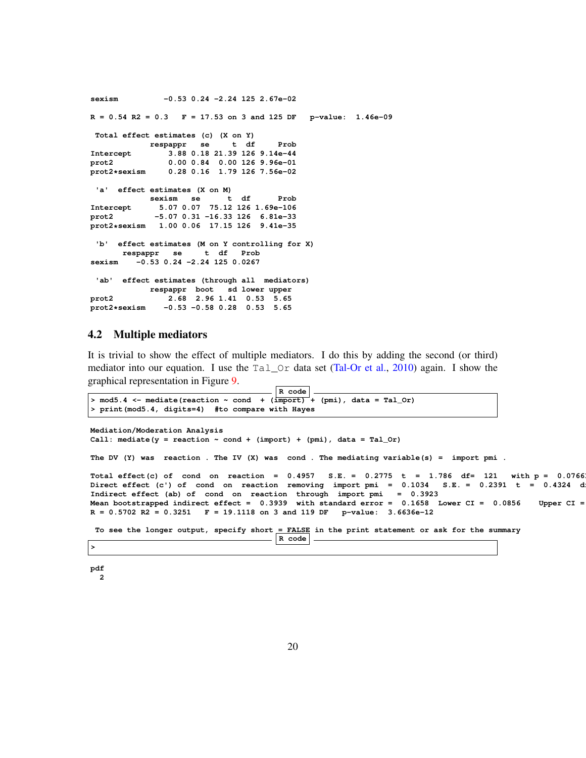```
sexism          -0.53 0.24 -2.24 125 2.67e-02

R = 0.54 R2 = 0.3   F = 17.53 on 3 and 125 DF   p-value:  1.46e-09

 Total effect estimates (c)  (X on Y)
             respappr   se     t  df     Prob
Intercept        3.88 0.18 21.39 126 9.14e-44
prot2            0.00 0.84  0.00 126 9.96e-01
prot2*sexism     0.28 0.16  1.79 126 7.56e-02

 'a'  effect estimates (X on M)
             sexism   se      t  df      Prob
Intercept      5.07 0.07  75.12 126 1.69e-106
prot2         -5.07 0.31 -16.33 126  6.81e-33
prot2*sexism   1.00 0.06  17.15 126  9.41e-35

 'b'  effect estimates (M on Y controlling for X)
       respappr   se     t  df   Prob
sexism    -0.53 0.24 -2.24 125 0.0267

 'ab'  effect estimates (through all  mediators)
             respappr  boot   sd lower upper
prot2            2.68  2.96 1.41  0.53  5.65
prot2*sexism    -0.53 -0.58 0.28  0.53  5.65
```

## 4.2 Multiple mediators

It is trivial to show the effect of multiple mediators. I do this by adding the second (or third) mediator into our equation. I use the Tal_Or data set (Tal-Or et al., 2010) again. I show the graphical representation in Figure 9.

```
> mod5.4 <- mediate(reaction ~ cond  + (import) + (pmi), data = Tal_Or)
> print(mod5.4, digits=4)  #to compare with Hayes
```

```
Mediation/Moderation Analysis
Call: mediate(y = reaction ~ cond + (import) + (pmi), data = Tal_Or)

The DV (Y) was  reaction . The IV (X) was  cond . The mediating variable(s) =  import pmi .

Total effect(c) of  cond  on  reaction  =  0.4957   S.E. =  0.2775  t  =  1.786  df=  121   with p =  0.0766
Direct effect (c') of  cond  on  reaction  removing  import pmi  =  0.1034   S.E. =  0.2391  t  =  0.4324  d
Indirect effect (ab) of  cond  on  reaction  through  import pmi   =  0.3923
Mean bootstrapped indirect effect =  0.3939  with standard error =  0.1658  Lower CI =  0.0856    Upper CI =
R = 0.5702 R2 = 0.3251   F = 19.1118 on 3 and 119 DF   p-value:  3.6636e-12

 To see the longer output, specify short = FALSE in the print statement or ask for the summary
```

```
>
```

```
pdf
  2
```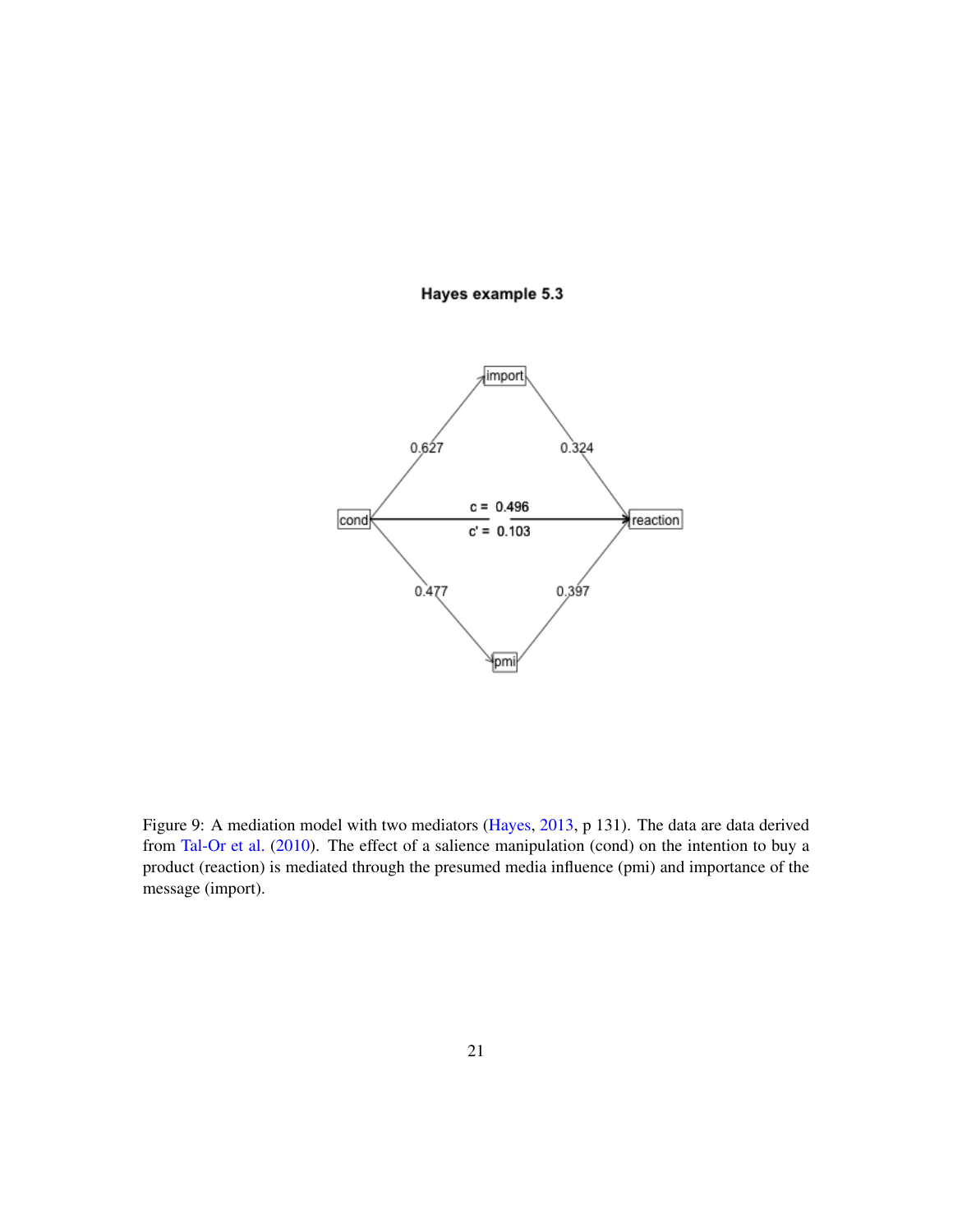Figure 9: A mediation model with two mediators (Hayes, 2013, p 131). The data are data derived from Tal-Or et al. (2010). The effect of a salience manipulation (cond) on the intention to buy a product (reaction) is mediated through the presumed media influence (pmi) and importance of the message (import).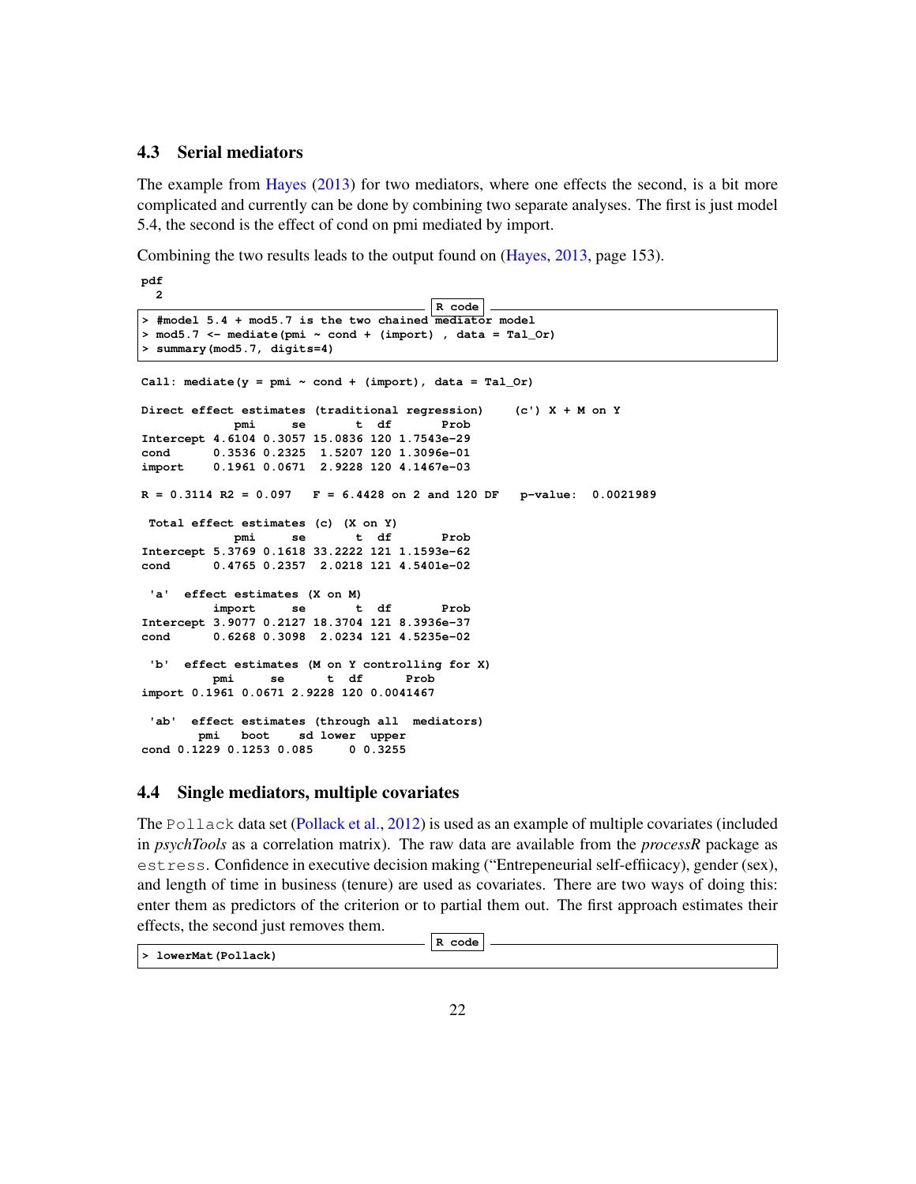### 4.3 Serial mediators

The example from Hayes (2013) for two mediators, where one effects the second, is a bit more complicated and currently can be done by combining two separate analyses. The first is just model 5.4, the second is the effect of cond on pmi mediated by import.

Combining the two results leads to the output found on (Hayes, 2013, page 153).

```
pdf
  2
```

R code
```
> #model 5.4 + mod5.7 is the two chained mediator model
> mod5.7 <- mediate(pmi ~ cond + (import) , data = Tal_Or)
> summary(mod5.7, digits=4)
```

```
Call: mediate(y = pmi ~ cond + (import), data = Tal_Or)

Direct effect estimates (traditional regression)    (c') X + M on Y
             pmi     se       t  df       Prob
Intercept 4.6104 0.3057 15.0836 120 1.7543e-29
cond      0.3536 0.2325  1.5207 120 1.3096e-01
import    0.1961 0.0671  2.9228 120 4.1467e-03

R = 0.3114 R2 = 0.097    F = 6.4428 on 2 and 120 DF   p-value:  0.0021989

 Total effect estimates (c)  (X on Y)
             pmi     se       t  df       Prob
Intercept 5.3769 0.1618 33.2222 121 1.1593e-62
cond      0.4765 0.2357  2.0218 121 4.5401e-02

 'a'  effect estimates  (X on M)
          import     se       t  df       Prob
Intercept 3.9077 0.2127 18.3704 121 8.3936e-37
cond      0.6268 0.3098  2.0234 121 4.5235e-02

 'b'  effect estimates  (M on Y controlling for X)
          pmi     se      t  df      Prob
import 0.1961 0.0671 2.9228 120 0.0041467

 'ab'  effect estimates (through all  mediators)
        pmi   boot    sd lower  upper
cond 0.1229 0.1253 0.085     0 0.3255
```

### 4.4 Single mediators, multiple covariates

The Pollack data set (Pollack et al., 2012) is used as an example of multiple covariates (included in *psychTools* as a correlation matrix). The raw data are available from the *processR* package as estress. Confidence in executive decision making ("Entrepeneurial self-effiicacy), gender (sex), and length of time in business (tenure) are used as covariates. There are two ways of doing this: enter them as predictors of the criterion or to partial them out. The first approach estimates their effects, the second just removes them.

R code
```
> lowerMat(Pollack)
```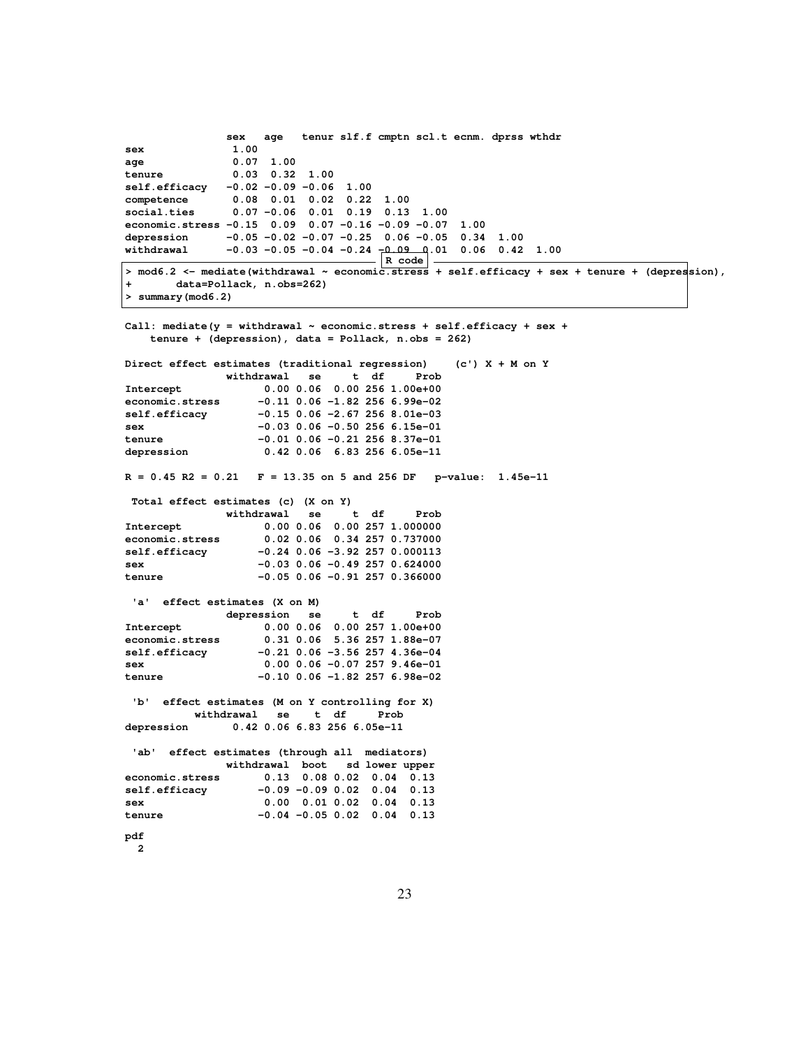```
               sex   age   tenur slf.f cmptn scl.t ecnm. dprss wthdr
sex             1.00
age             0.07  1.00
tenure          0.03  0.32  1.00
self.efficacy  -0.02 -0.09 -0.06  1.00
competence      0.08  0.01  0.02  0.22  1.00
social.ties     0.07 -0.06  0.01  0.19  0.13  1.00
economic.stress -0.15  0.09  0.07 -0.16 -0.09 -0.07  1.00
depression     -0.05 -0.02 -0.07 -0.25  0.06 -0.05  0.34  1.00
withdrawal     -0.03 -0.05 -0.04 -0.24 -0.09  0.01  0.06  0.42  1.00
```

R code

```
> mod6.2 <- mediate(withdrawal ~ economic.stress + self.efficacy + sex + tenure + (depression),
+       data=Pollack, n.obs=262)
> summary(mod6.2)
```

```
Call: mediate(y = withdrawal ~ economic.stress + self.efficacy + sex +
    tenure + (depression), data = Pollack, n.obs = 262)

Direct effect estimates (traditional regression)    (c') X + M on Y
                withdrawal   se     t  df     Prob
Intercept             0.00 0.06  0.00 256 1.00e+00
economic.stress      -0.11 0.06 -1.82 256 6.99e-02
self.efficacy        -0.15 0.06 -2.67 256 8.01e-03
sex                  -0.03 0.06 -0.50 256 6.15e-01
tenure               -0.01 0.06 -0.21 256 8.37e-01
depression            0.42 0.06  6.83 256 6.05e-11

R = 0.45 R2 = 0.21   F = 13.35 on 5 and 256 DF   p-value:  1.45e-11

 Total effect estimates (c) (X on Y)
                withdrawal   se     t  df     Prob
Intercept             0.00 0.06  0.00 257 1.000000
economic.stress       0.02 0.06  0.34 257 0.737000
self.efficacy        -0.24 0.06 -3.92 257 0.000113
sex                  -0.03 0.06 -0.49 257 0.624000
tenure               -0.05 0.06 -0.91 257 0.366000

 'a'  effect estimates (X on M)
                depression   se     t  df     Prob
Intercept             0.00 0.06  0.00 257 1.00e+00
economic.stress       0.31 0.06  5.36 257 1.88e-07
self.efficacy        -0.21 0.06 -3.56 257 4.36e-04
sex                   0.00 0.06 -0.07 257 9.46e-01
tenure               -0.10 0.06 -1.82 257 6.98e-02

 'b'  effect estimates (M on Y controlling for X)
           withdrawal   se    t  df     Prob
depression       0.42 0.06 6.83 256 6.05e-11

 'ab'  effect estimates (through all  mediators)
                withdrawal  boot   sd lower upper
economic.stress       0.13  0.08 0.02  0.04  0.13
self.efficacy        -0.09 -0.09 0.02  0.04  0.13
sex                   0.00  0.01 0.02  0.04  0.13
tenure               -0.04 -0.05 0.02  0.04  0.13

pdf
  2
```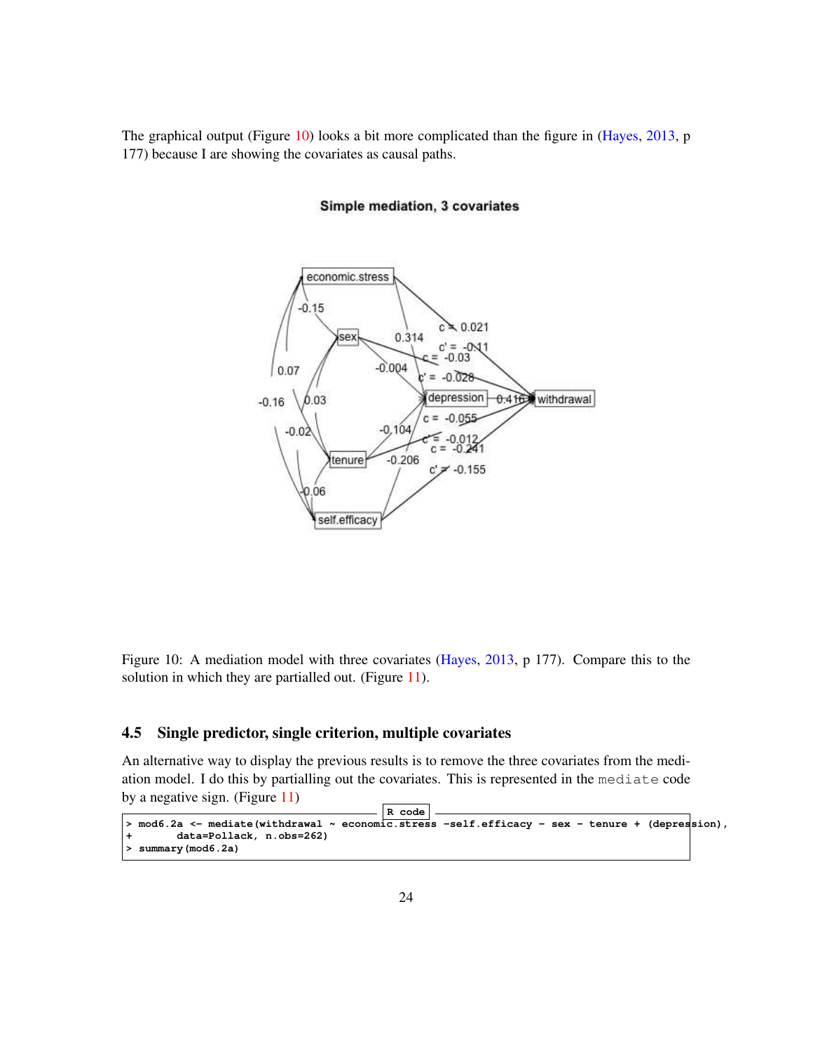The graphical output (Figure 10) looks a bit more complicated than the figure in (Hayes, 2013, p 177) because I are showing the covariates as causal paths.

Figure 10: A mediation model with three covariates (Hayes, 2013, p 177). Compare this to the solution in which they are partialled out. (Figure 11).

### 4.5 Single predictor, single criterion, multiple covariates

An alternative way to display the previous results is to remove the three covariates from the mediation model. I do this by partialling out the covariates. This is represented in the `mediate` code by a negative sign. (Figure 11)

R code
```
> mod6.2a <- mediate(withdrawal ~ economic.stress -self.efficacy - sex - tenure + (depression),
+        data=Pollack, n.obs=262)
> summary(mod6.2a)
```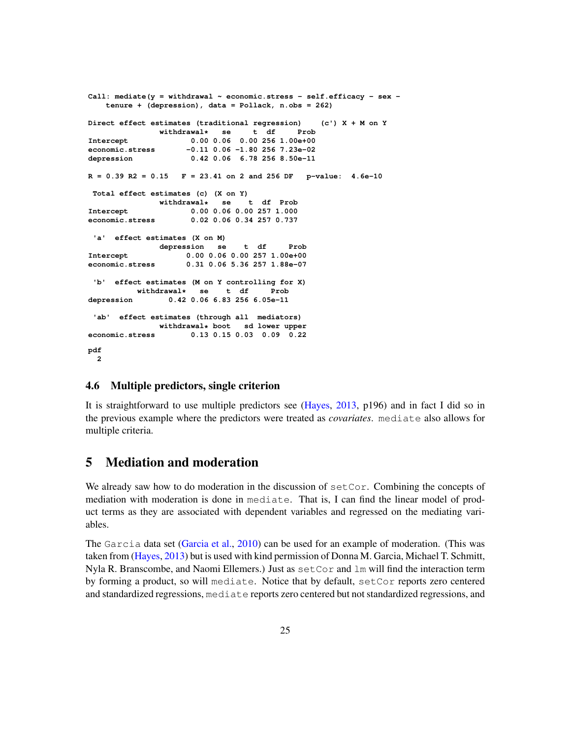```
Call: mediate(y = withdrawal ~ economic.stress - self.efficacy - sex - 
    tenure + (depression), data = Pollack, n.obs = 262)

Direct effect estimates (traditional regression)    (c') X + M on Y 
                withdrawal*   se     t  df     Prob
Intercept              0.00 0.06  0.00 256 1.00e+00
economic.stress       -0.11 0.06 -1.80 256 7.23e-02
depression             0.42 0.06  6.78 256 8.50e-11

R = 0.39 R2 = 0.15   F = 23.41 on 2 and 256 DF   p-value:  4.6e-10 

 Total effect estimates (c) (X on Y) 
                withdrawal*   se    t  df  Prob
Intercept              0.00 0.06 0.00 257 1.000
economic.stress        0.02 0.06 0.34 257 0.737

 'a'  effect estimates (X on M) 
                depression   se    t  df     Prob
Intercept             0.00 0.06 0.00 257 1.00e+00
economic.stress       0.31 0.06 5.36 257 1.88e-07

 'b'  effect estimates (M on Y controlling for X) 
           withdrawal*   se    t  df     Prob
depression        0.42 0.06 6.83 256 6.05e-11

 'ab'  effect estimates (through all  mediators)
                withdrawal* boot   sd lower upper
economic.stress        0.13 0.15 0.03  0.09  0.22

pdf 
  2 
```

### 4.6 Multiple predictors, single criterion

It is straightforward to use multiple predictors see (Hayes, 2013, p196) and in fact I did so in the previous example where the predictors were treated as *covariates*. `mediate` also allows for multiple criteria.

## 5 Mediation and moderation

We already saw how to do moderation in the discussion of `setCor`. Combining the concepts of mediation with moderation is done in `mediate`. That is, I can find the linear model of product terms as they are associated with dependent variables and regressed on the mediating variables.

The `Garcia` data set (Garcia et al., 2010) can be used for an example of moderation. (This was taken from (Hayes, 2013) but is used with kind permission of Donna M. Garcia, Michael T. Schmitt, Nyla R. Branscombe, and Naomi Ellemers.) Just as `setCor` and `lm` will find the interaction term by forming a product, so will `mediate`. Notice that by default, `setCor` reports zero centered and standardized regressions, `mediate` reports zero centered but not standardized regressions, and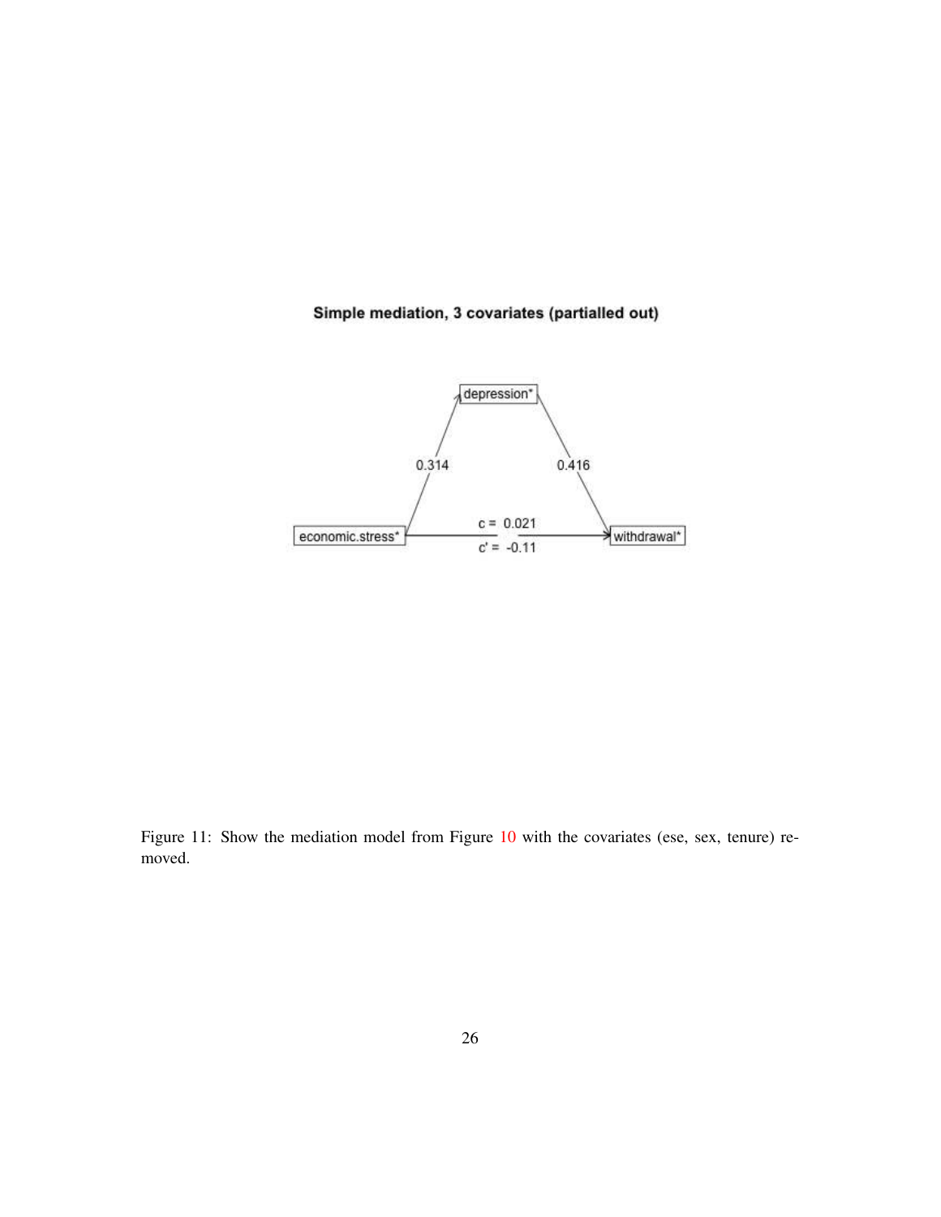**Simple mediation, 3 covariates (partialled out)**

depression*

0.314

0.416

economic.stress*

c = 0.021

c' = -0.11

withdrawal*

Figure 11: Show the mediation model from Figure 10 with the covariates (ese, sex, tenure) removed.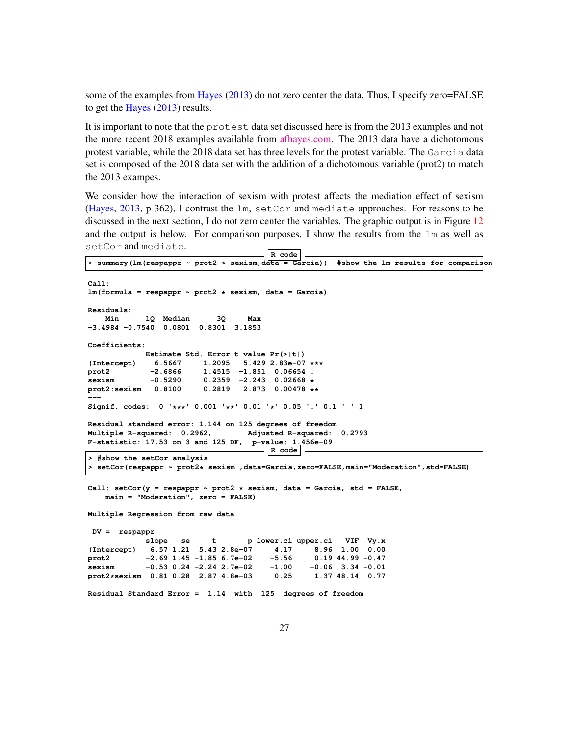some of the examples from Hayes (2013) do not zero center the data. Thus, I specify zero=FALSE to get the Hayes (2013) results.

It is important to note that the protest data set discussed here is from the 2013 examples and not the more recent 2018 examples available from afhayes.com. The 2013 data have a dichotomous protest variable, while the 2018 data set has three levels for the protest variable. The Garcia data set is composed of the 2018 data set with the addition of a dichotomous variable (prot2) to match the 2013 exampes.

We consider how the interaction of sexism with protest affects the mediation effect of sexism (Hayes, 2013, p 362), I contrast the lm, setCor and mediate approaches. For reasons to be discussed in the next section, I do not zero center the variables. The graphic output is in Figure 12 and the output is below. For comparison purposes, I show the results from the lm as well as setCor and mediate.

R code
```
> summary(lm(respappr ~ prot2 * sexism,data = Garcia))  #show the lm results for comparison
```

```
Call:
lm(formula = respappr ~ prot2 * sexism, data = Garcia)

Residuals:
    Min      1Q  Median      3Q     Max 
-3.4984 -0.7540  0.0801  0.8301  3.1853 

Coefficients:
             Estimate Std. Error t value Pr(>|t|)    
(Intercept)    6.5667     1.2095   5.429 2.83e-07 ***
prot2         -2.6866     1.4515  -1.851  0.06654 .  
sexism        -0.5290     0.2359  -2.243  0.02668 *  
prot2:sexism   0.8100     0.2819   2.873  0.00478 ** 
---
Signif. codes:  0 '***' 0.001 '**' 0.01 '*' 0.05 '.' 0.1 ' ' 1

Residual standard error: 1.144 on 125 degrees of freedom
Multiple R-squared:  0.2962,	Adjusted R-squared:  0.2793 
F-statistic: 17.53 on 3 and 125 DF,  p-value: 1.456e-09
```

R code
```
> #show the setCor analysis
> setCor(respappr ~ prot2* sexism ,data=Garcia,zero=FALSE,main="Moderation",std=FALSE)
```

```
Call: setCor(y = respappr ~ prot2 * sexism, data = Garcia, std = FALSE, 
    main = "Moderation", zero = FALSE)

Multiple Regression from raw data 

 DV =  respappr 
             slope   se     t       p lower.ci upper.ci   VIF  Vy.x
(Intercept)   6.57 1.21  5.43 2.8e-07     4.17     8.96  1.00  0.00
prot2        -2.69 1.45 -1.85 6.7e-02    -5.56     0.19 44.99 -0.47
sexism       -0.53 0.24 -2.24 2.7e-02    -1.00    -0.06  3.34 -0.01
prot2*sexism  0.81 0.28  2.87 4.8e-03     0.25     1.37 48.14  0.77

Residual Standard Error =  1.14  with  125  degrees of freedom
```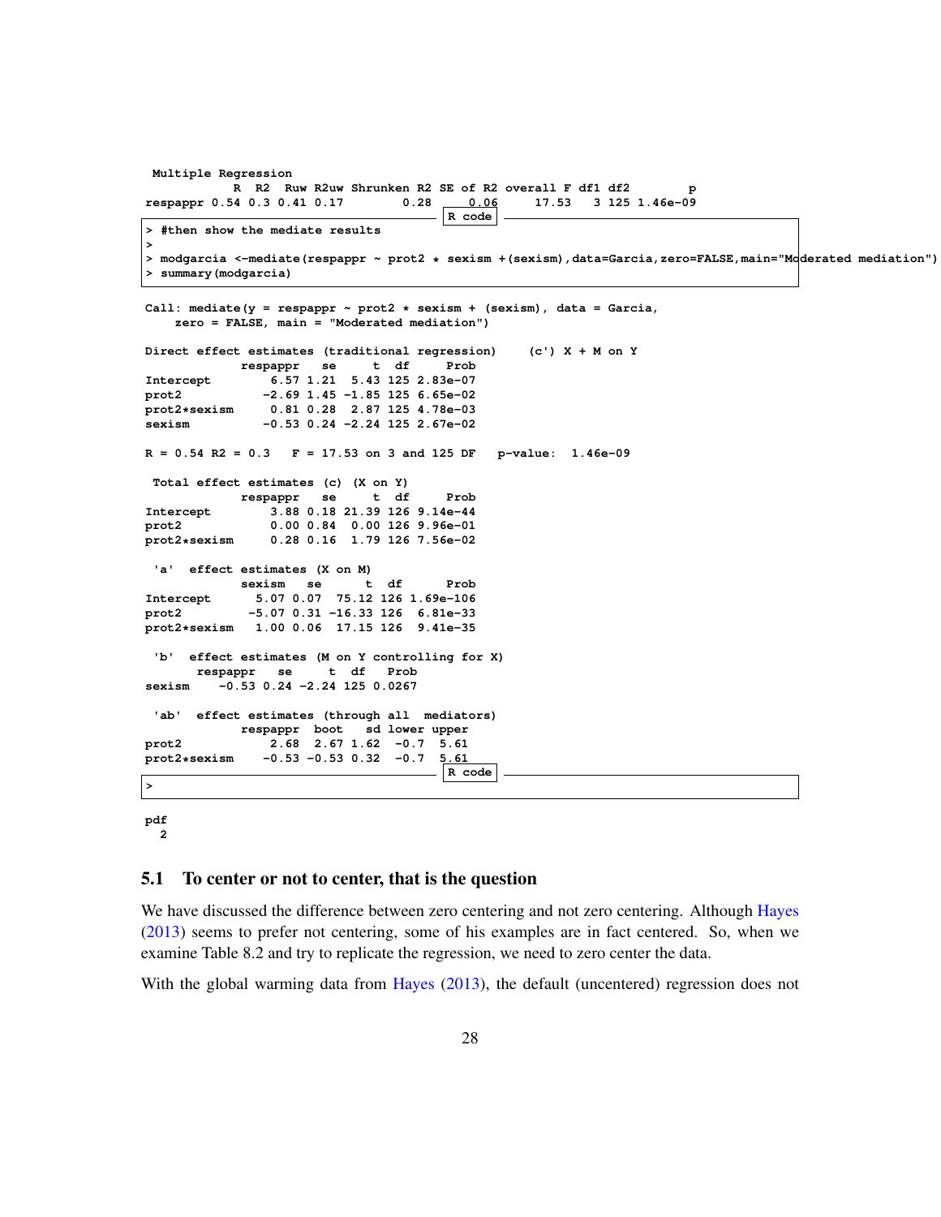```
 Multiple Regression
           R  R2  Ruw R2uw Shrunken R2 SE of R2 overall F df1 df2        p
respappr 0.54 0.3 0.41 0.17        0.28     0.06     17.53   3 125 1.46e-09
```

R code

```
> #then show the mediate results
>
> modgarcia <-mediate(respappr ~ prot2 * sexism +(sexism),data=Garcia,zero=FALSE,main="Moderated mediation")
> summary(modgarcia)
```

```
Call: mediate(y = respappr ~ prot2 * sexism + (sexism), data = Garcia,
    zero = FALSE, main = "Moderated mediation")

Direct effect estimates (traditional regression)    (c') X + M on Y
             respappr   se     t  df     Prob
Intercept        6.57 1.21  5.43 125 2.83e-07
prot2           -2.69 1.45 -1.85 125 6.65e-02
prot2*sexism     0.81 0.28  2.87 125 4.78e-03
sexism          -0.53 0.24 -2.24 125 2.67e-02

R = 0.54 R2 = 0.3   F = 17.53 on 3 and 125 DF   p-value:  1.46e-09

 Total effect estimates (c) (X on Y)
             respappr   se     t  df     Prob
Intercept        3.88 0.18 21.39 126 9.14e-44
prot2            0.00 0.84  0.00 126 9.96e-01
prot2*sexism     0.28 0.16  1.79 126 7.56e-02

 'a'  effect estimates (X on M)
             sexism   se      t  df      Prob
Intercept      5.07 0.07  75.12 126 1.69e-106
prot2         -5.07 0.31 -16.33 126  6.81e-33
prot2*sexism   1.00 0.06  17.15 126  9.41e-35

 'b'  effect estimates (M on Y controlling for X)
       respappr   se     t  df   Prob
sexism    -0.53 0.24 -2.24 125 0.0267

 'ab'  effect estimates (through all  mediators)
             respappr  boot   sd lower upper
prot2            2.68  2.67 1.62  -0.7  5.61
prot2*sexism    -0.53 -0.53 0.32  -0.7  5.61
```

R code

```
>
```

```
pdf
  2
```

## 5.1 To center or not to center, that is the question

We have discussed the difference between zero centering and not zero centering. Although Hayes (2013) seems to prefer not centering, some of his examples are in fact centered. So, when we examine Table 8.2 and try to replicate the regression, we need to zero center the data.

With the global warming data from Hayes (2013), the default (uncentered) regression does not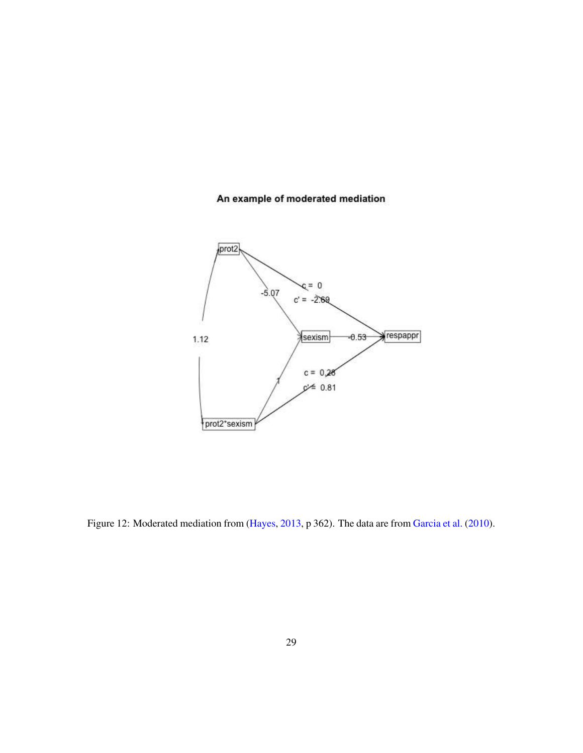Figure 12: Moderated mediation from (Hayes, 2013, p 362). The data are from Garcia et al. (2010).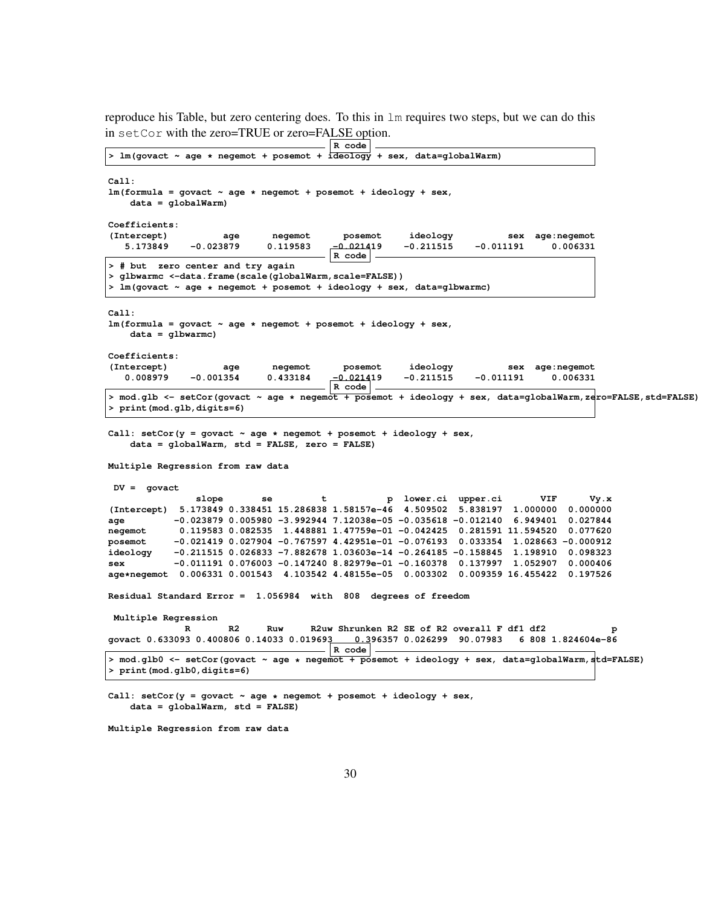reproduce his Table, but zero centering does. To this in `lm` requires two steps, but we can do this in `setCor` with the zero=TRUE or zero=FALSE option.

```
> lm(govact ~ age * negemot + posemot + ideology + sex, data=globalWarm)

Call:
lm(formula = govact ~ age * negemot + posemot + ideology + sex,
    data = globalWarm)

Coefficients:
(Intercept)          age      negemot      posemot     ideology          sex  age:negemot
   5.173849    -0.023879     0.119583    -0.021419    -0.211515    -0.011191     0.006331
```

```
> # but  zero center and try again
> glbwarmc <-data.frame(scale(globalWarm,scale=FALSE))
> lm(govact ~ age * negemot + posemot + ideology + sex, data=glbwarmc)

Call:
lm(formula = govact ~ age * negemot + posemot + ideology + sex,
    data = glbwarmc)

Coefficients:
(Intercept)          age      negemot      posemot     ideology          sex  age:negemot
   0.008979    -0.001354     0.433184    -0.021419    -0.211515    -0.011191     0.006331
```

```
> mod.glb <- setCor(govact ~ age * negemot + posemot + ideology + sex, data=globalWarm,zero=FALSE,std=FALSE)
> print(mod.glb,digits=6)

Call: setCor(y = govact ~ age * negemot + posemot + ideology + sex,
    data = globalWarm, std = FALSE, zero = FALSE)

Multiple Regression from raw data

 DV =  govact
                slope       se         t           p  lower.ci  upper.ci       VIF      Vy.x
(Intercept)  5.173849 0.338451 15.286838 1.58157e-46  4.509502  5.838197  1.000000  0.000000
age         -0.023879 0.005980 -3.992944 7.12038e-05 -0.035618 -0.012140  6.949401  0.027844
negemot      0.119583 0.082535  1.448881 1.47759e-01 -0.042425  0.281591 11.594520  0.077620
posemot     -0.021419 0.027904 -0.767597 4.42951e-01 -0.076193  0.033354  1.028663 -0.000912
ideology    -0.211515 0.026833 -7.882678 1.03603e-14 -0.264185 -0.158845  1.198910  0.098323
sex         -0.011191 0.076003 -0.147240 8.82979e-01 -0.160378  0.137997  1.052907  0.000406
age*negemot  0.006331 0.001543  4.103542 4.48155e-05  0.003302  0.009359 16.455422  0.197526

Residual Standard Error =  1.056984  with  808  degrees of freedom

 Multiple Regression
              R       R2     Ruw     R2uw Shrunken R2 SE of R2 overall F df1 df2            p
govact 0.633093 0.400806 0.14033 0.019693    0.396357 0.026299  90.07983   6 808 1.824604e-86
```

```
> mod.glb0 <- setCor(govact ~ age * negemot + posemot + ideology + sex, data=globalWarm,std=FALSE)
> print(mod.glb0,digits=6)

Call: setCor(y = govact ~ age * negemot + posemot + ideology + sex,
    data = globalWarm, std = FALSE)

Multiple Regression from raw data
```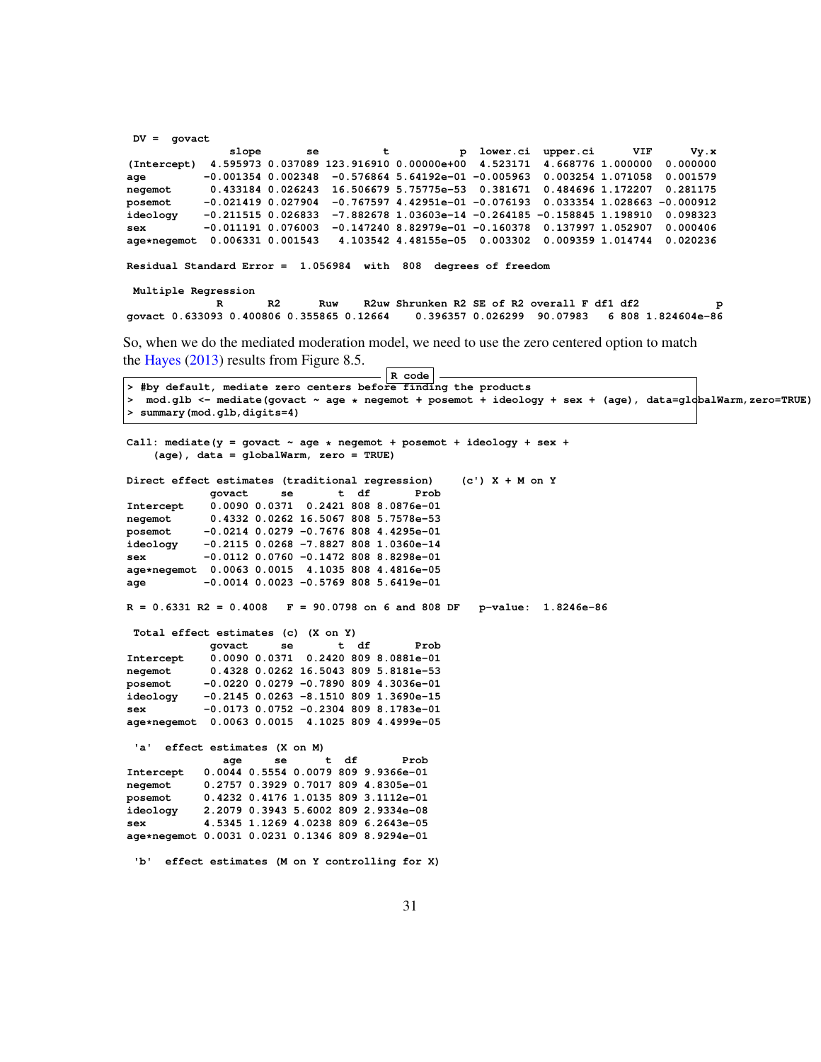```
 DV =  govact
               slope       se          t            p  lower.ci  upper.ci       VIF       Vy.x
(Intercept)  4.595973 0.037089 123.916910 0.00000e+00  4.523171  4.668776 1.000000  0.000000
age         -0.001354 0.002348  -0.576864 5.64192e-01 -0.005963  0.003254 1.071058  0.001579
negemot      0.433184 0.026243  16.506679 5.75775e-53  0.381671  0.484696 1.172207  0.281175
posemot     -0.021419 0.027904  -0.767597 4.42951e-01 -0.076193  0.033354 1.028663 -0.000912
ideology    -0.211515 0.026833  -7.882678 1.03603e-14 -0.264185 -0.158845 1.198910  0.098323
sex         -0.011191 0.076003  -0.147240 8.82979e-01 -0.160378  0.137997 1.052907  0.000406
age*negemot  0.006331 0.001543   4.103542 4.48155e-05  0.003302  0.009359 1.014744  0.020236

Residual Standard Error =  1.056984  with  808  degrees of freedom

 Multiple Regression
             R       R2      Ruw     R2uw Shrunken R2 SE of R2 overall F df1 df2            p
govact 0.633093 0.400806 0.355865 0.12664    0.396357 0.026299  90.07983   6 808 1.824604e-86
```

So, when we do the mediated moderation model, we need to use the zero centered option to match the Hayes (2013) results from Figure 8.5.

```
R code
> #by default, mediate zero centers before finding the products
>  mod.glb <- mediate(govact ~ age * negemot + posemot + ideology + sex + (age), data=globalWarm,zero=TRUE)
> summary(mod.glb,digits=4)
```

```
Call: mediate(y = govact ~ age * negemot + posemot + ideology + sex + 
    (age), data = globalWarm, zero = TRUE)

Direct effect estimates (traditional regression)    (c') X + M on Y 
             govact     se       t  df       Prob
Intercept    0.0090 0.0371  0.2421 808 8.0876e-01
negemot      0.4332 0.0262 16.5067 808 5.7578e-53
posemot     -0.0214 0.0279 -0.7676 808 4.4295e-01
ideology    -0.2115 0.0268 -7.8827 808 1.0360e-14
sex         -0.0112 0.0760 -0.1472 808 8.8298e-01
age*negemot  0.0063 0.0015  4.1035 808 4.4816e-05
age         -0.0014 0.0023 -0.5769 808 5.6419e-01

R = 0.6331 R2 = 0.4008   F = 90.0798 on 6 and 808 DF   p-value:  1.8246e-86 

 Total effect estimates (c) (X on Y) 
             govact     se       t  df       Prob
Intercept    0.0090 0.0371  0.2420 809 8.0881e-01
negemot      0.4328 0.0262 16.5043 809 5.8181e-53
posemot     -0.0220 0.0279 -0.7890 809 4.3036e-01
ideology    -0.2145 0.0263 -8.1510 809 1.3690e-15
sex         -0.0173 0.0752 -0.2304 809 8.1783e-01
age*negemot  0.0063 0.0015  4.1025 809 4.4999e-05

 'a'  effect estimates (X on M) 
               age     se      t  df       Prob
Intercept   0.0044 0.5554 0.0079 809 9.9366e-01
negemot     0.2757 0.3929 0.7017 809 4.8305e-01
posemot     0.4232 0.4176 1.0135 809 3.1112e-01
ideology    2.2079 0.3943 5.6002 809 2.9334e-08
sex         4.5345 1.1269 4.0238 809 6.2643e-05
age*negemot 0.0031 0.0231 0.1346 809 8.9294e-01

 'b'  effect estimates (M on Y controlling for X) 
```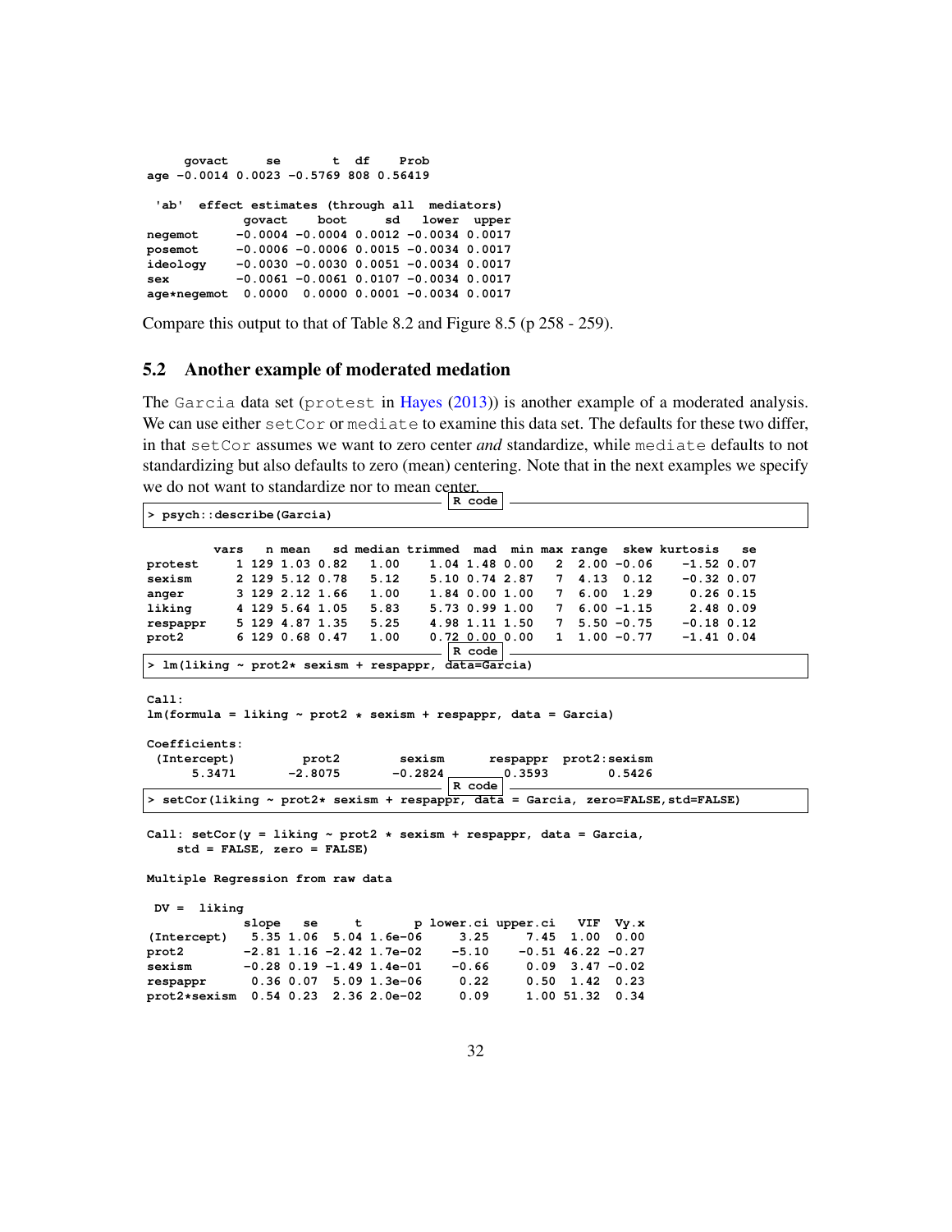```
     govact     se       t  df    Prob
age -0.0014 0.0023 -0.5769 808 0.56419

 'ab'  effect estimates (through all  mediators)
            govact    boot     sd   lower  upper
negemot     -0.0004 -0.0004 0.0012 -0.0034 0.0017
posemot     -0.0006 -0.0006 0.0015 -0.0034 0.0017
ideology    -0.0030 -0.0030 0.0051 -0.0034 0.0017
sex         -0.0061 -0.0061 0.0107 -0.0034 0.0017
age*negemot  0.0000  0.0000 0.0001 -0.0034 0.0017
```

Compare this output to that of Table 8.2 and Figure 8.5 (p 258 - 259).

## 5.2 Another example of moderated medation

The Garcia data set (protest in Hayes (2013)) is another example of a moderated analysis. We can use either setCor or mediate to examine this data set. The defaults for these two differ, in that setCor assumes we want to zero center *and* standardize, while mediate defaults to not standardizing but also defaults to zero (mean) centering. Note that in the next examples we specify we do not want to standardize nor to mean center.

R code
```
> psych::describe(Garcia)
```

```
         vars   n mean   sd median trimmed  mad  min max range  skew kurtosis   se
protest     1 129 1.03 0.82   1.00    1.04 1.48 0.00   2  2.00 -0.06    -1.52 0.07
sexism      2 129 5.12 0.78   5.12    5.10 0.74 2.87   7  4.13  0.12    -0.32 0.07
anger       3 129 2.12 1.66   1.00    1.84 0.00 1.00   7  6.00  1.29     0.26 0.15
liking      4 129 5.64 1.05   5.83    5.73 0.99 1.00   7  6.00 -1.15     2.48 0.09
respappr    5 129 4.87 1.35   5.25    4.98 1.11 1.50   7  5.50 -0.75    -0.18 0.12
prot2       6 129 0.68 0.47   1.00    0.72 0.00 0.00   1  1.00 -0.77    -1.41 0.04
```

R code
```
> lm(liking ~ prot2* sexism + respappr, data=Garcia)
```

```
Call:
lm(formula = liking ~ prot2 * sexism + respappr, data = Garcia)

Coefficients:
 (Intercept)        prot2       sexism     respappr  prot2:sexism
      5.3471      -2.8075      -0.2824       0.3593        0.5426
```

R code
```
> setCor(liking ~ prot2* sexism + respappr, data = Garcia, zero=FALSE,std=FALSE)
```

```
Call: setCor(y = liking ~ prot2 * sexism + respappr, data = Garcia,
    std = FALSE, zero = FALSE)

Multiple Regression from raw data

 DV =  liking
             slope   se     t       p lower.ci upper.ci   VIF  Vy.x
(Intercept)   5.35 1.06  5.04 1.6e-06     3.25     7.45  1.00  0.00
prot2        -2.81 1.16 -2.42 1.7e-02    -5.10    -0.51 46.22 -0.27
sexism       -0.28 0.19 -1.49 1.4e-01    -0.66     0.09  3.47 -0.02
respappr      0.36 0.07  5.09 1.3e-06     0.22     0.50  1.42  0.23
prot2*sexism  0.54 0.23  2.36 2.0e-02     0.09     1.00 51.32  0.34
```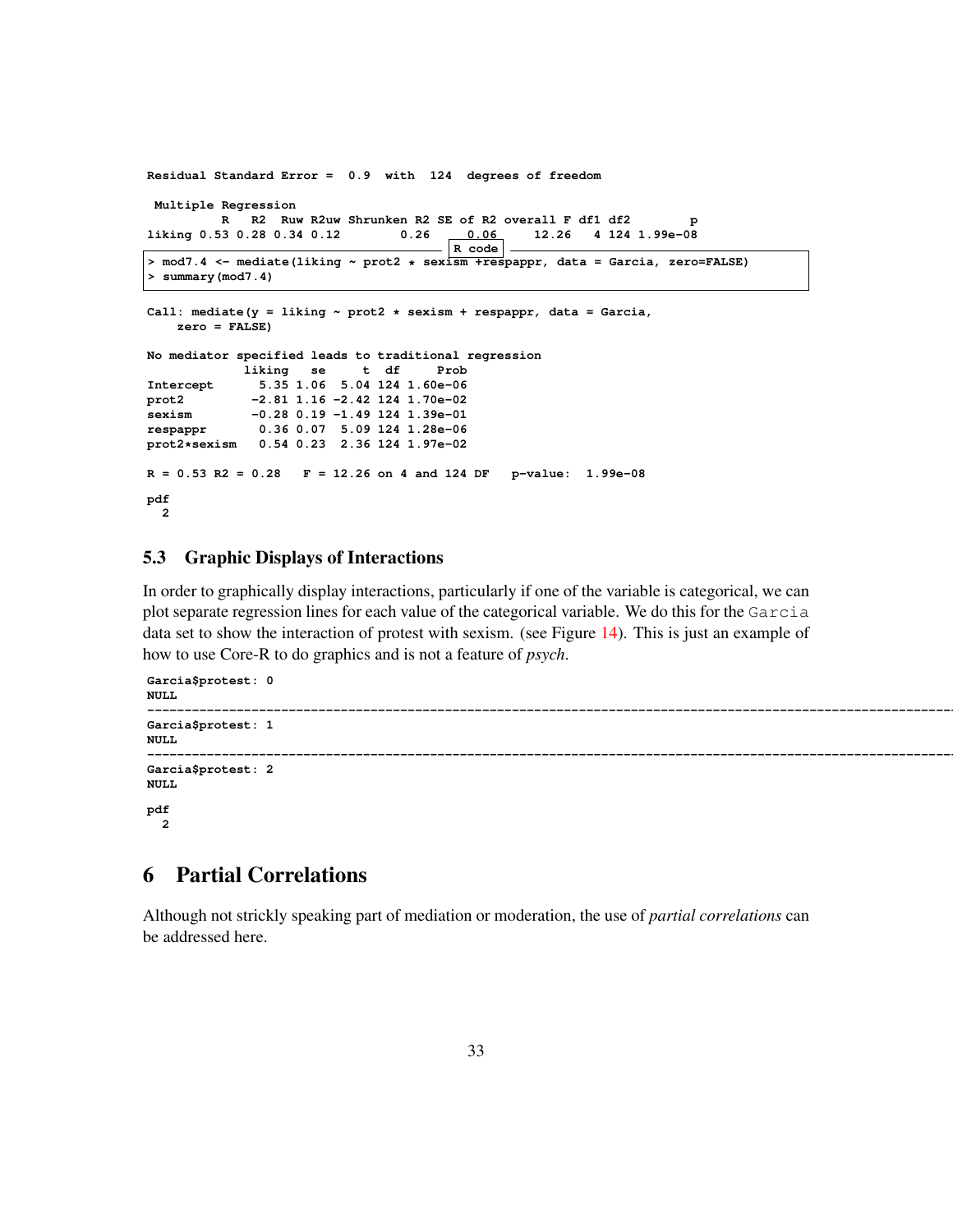```
Residual Standard Error =  0.9  with  124  degrees of freedom

 Multiple Regression
          R   R2  Ruw R2uw Shrunken R2 SE of R2 overall F df1 df2        p
liking 0.53 0.28 0.34 0.12        0.26     0.06     12.26   4 124 1.99e-08
```

R code

```
> mod7.4 <- mediate(liking ~ prot2 * sexism +respappr, data = Garcia, zero=FALSE)
> summary(mod7.4)
```

```
Call: mediate(y = liking ~ prot2 * sexism + respappr, data = Garcia,
    zero = FALSE)

No mediator specified leads to traditional regression
             liking   se     t  df     Prob
Intercept      5.35 1.06  5.04 124 1.60e-06
prot2         -2.81 1.16 -2.42 124 1.70e-02
sexism        -0.28 0.19 -1.49 124 1.39e-01
respappr       0.36 0.07  5.09 124 1.28e-06
prot2*sexism   0.54 0.23  2.36 124 1.97e-02

R = 0.53 R2 = 0.28   F = 12.26 on 4 and 124 DF   p-value:  1.99e-08

pdf
  2
```

### 5.3 Graphic Displays of Interactions

In order to graphically display interactions, particularly if one of the variable is categorical, we can plot separate regression lines for each value of the categorical variable. We do this for the `Garcia` data set to show the interaction of protest with sexism. (see Figure 14). This is just an example of how to use Core-R to do graphics and is not a feature of *psych*.

```
Garcia$protest: 0
NULL
------------------------------------------------------------------------------------------------------------
Garcia$protest: 1
NULL
------------------------------------------------------------------------------------------------------------
Garcia$protest: 2
NULL

pdf
  2
```

## 6 Partial Correlations

Although not strickly speaking part of mediation or moderation, the use of *partial correlations* can be addressed here.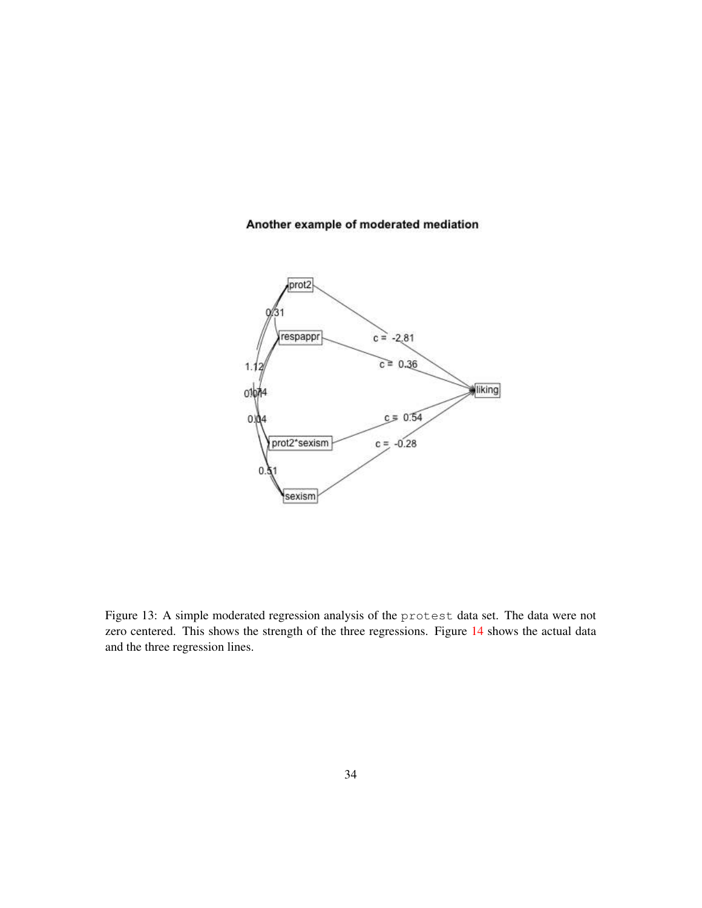Figure 13: A simple moderated regression analysis of the `protest` data set. The data were not zero centered. This shows the strength of the three regressions. Figure 14 shows the actual data and the three regression lines.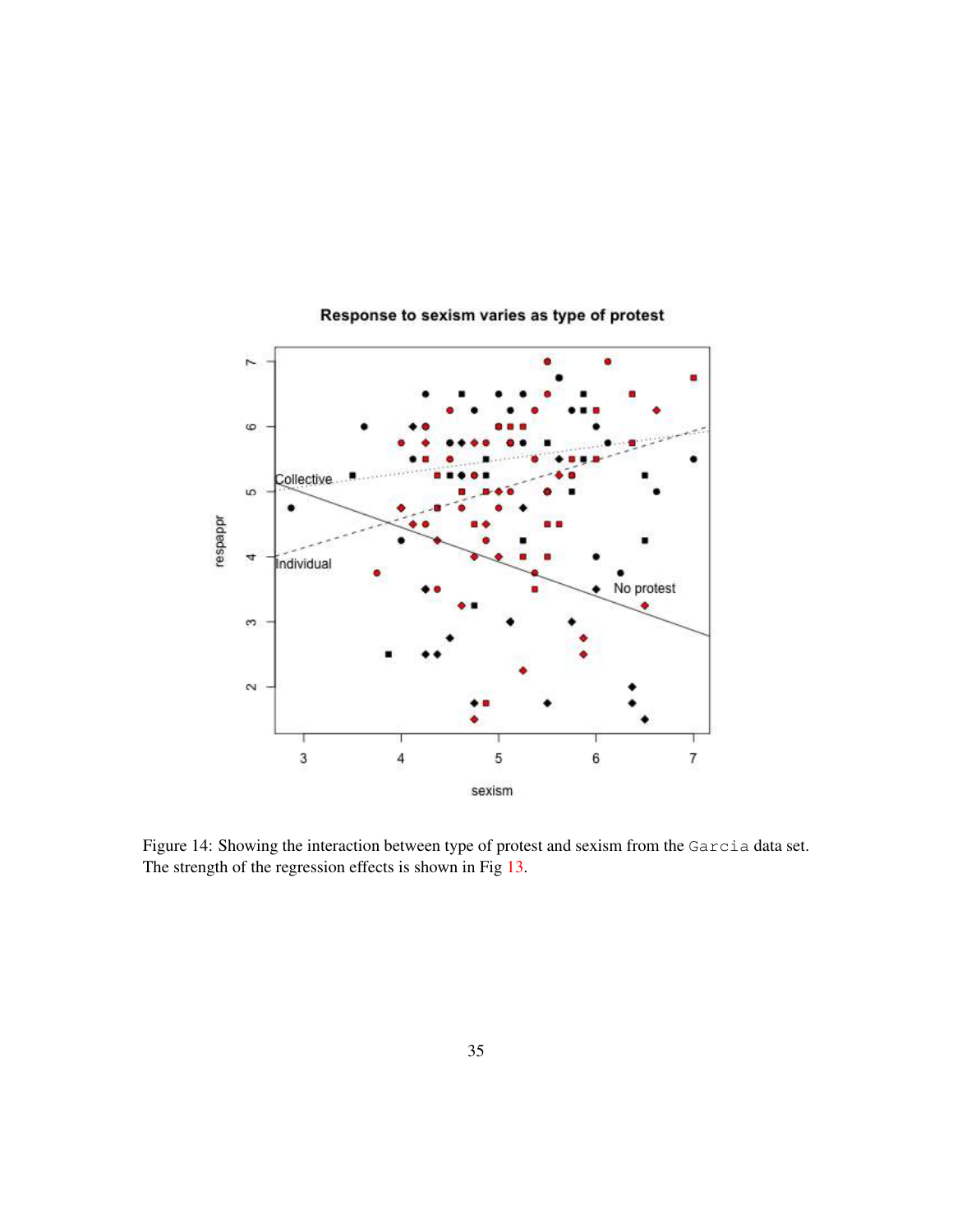Figure 14: Showing the interaction between type of protest and sexism from the `Garcia` data set. The strength of the regression effects is shown in Fig 13.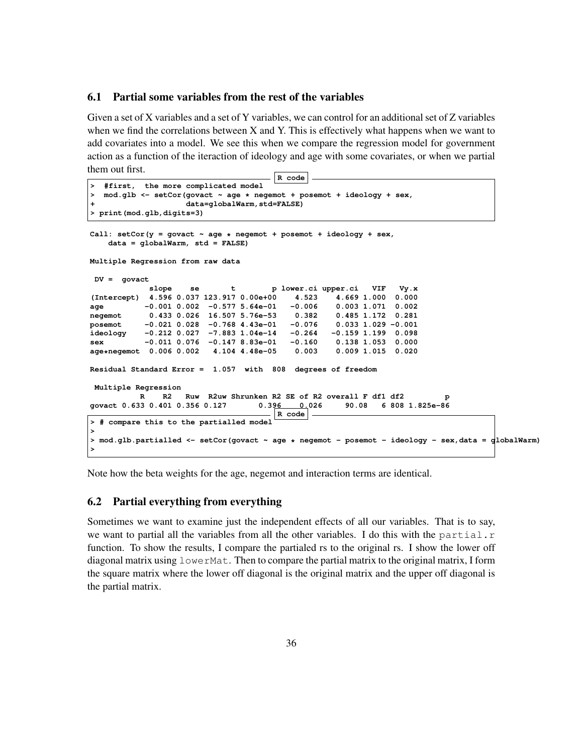## 6.1 Partial some variables from the rest of the variables

Given a set of X variables and a set of Y variables, we can control for an additional set of Z variables when we find the correlations between X and Y. This is effectively what happens when we want to add covariates into a model. We see this when we compare the regression model for government action as a function of the iteraction of ideology and age with some covariates, or when we partial them out first.

```
R code
>  #first,  the more complicated model
>  mod.glb <- setCor(govact ~ age * negemot + posemot + ideology + sex,
+                    data=globalWarm,std=FALSE)
> print(mod.glb,digits=3)
```

```
Call: setCor(y = govact ~ age * negemot + posemot + ideology + sex,
    data = globalWarm, std = FALSE)

Multiple Regression from raw data

 DV =  govact
             slope    se       t        p lower.ci upper.ci   VIF   Vy.x
(Intercept)  4.596 0.037 123.917 0.00e+00    4.523    4.669 1.000  0.000
age         -0.001 0.002  -0.577 5.64e-01   -0.006    0.003 1.071  0.002
negemot      0.433 0.026  16.507 5.76e-53    0.382    0.485 1.172  0.281
posemot     -0.021 0.028  -0.768 4.43e-01   -0.076    0.033 1.029 -0.001
ideology    -0.212 0.027  -7.883 1.04e-14   -0.264   -0.159 1.199  0.098
sex         -0.011 0.076  -0.147 8.83e-01   -0.160    0.138 1.053  0.000
age*negemot  0.006 0.002   4.104 4.48e-05    0.003    0.009 1.015  0.020

Residual Standard Error =  1.057  with  808  degrees of freedom

 Multiple Regression
          R    R2   Ruw  R2uw Shrunken R2 SE of R2 overall F df1 df2         p
govact 0.633 0.401 0.356 0.127       0.396    0.026     90.08   6 808 1.825e-86
```

```
R code
> # compare this to the partialled model
>
> mod.glb.partialled <- setCor(govact ~ age * negemot - posemot - ideology - sex,data = globalWarm)
>
```

Note how the beta weights for the age, negemot and interaction terms are identical.

## 6.2 Partial everything from everything

Sometimes we want to examine just the independent effects of all our variables. That is to say, we want to partial all the variables from all the other variables. I do this with the partial.r function. To show the results, I compare the partialed rs to the original rs. I show the lower off diagonal matrix using lowerMat. Then to compare the partial matrix to the original matrix, I form the square matrix where the lower off diagonal is the original matrix and the upper off diagonal is the partial matrix.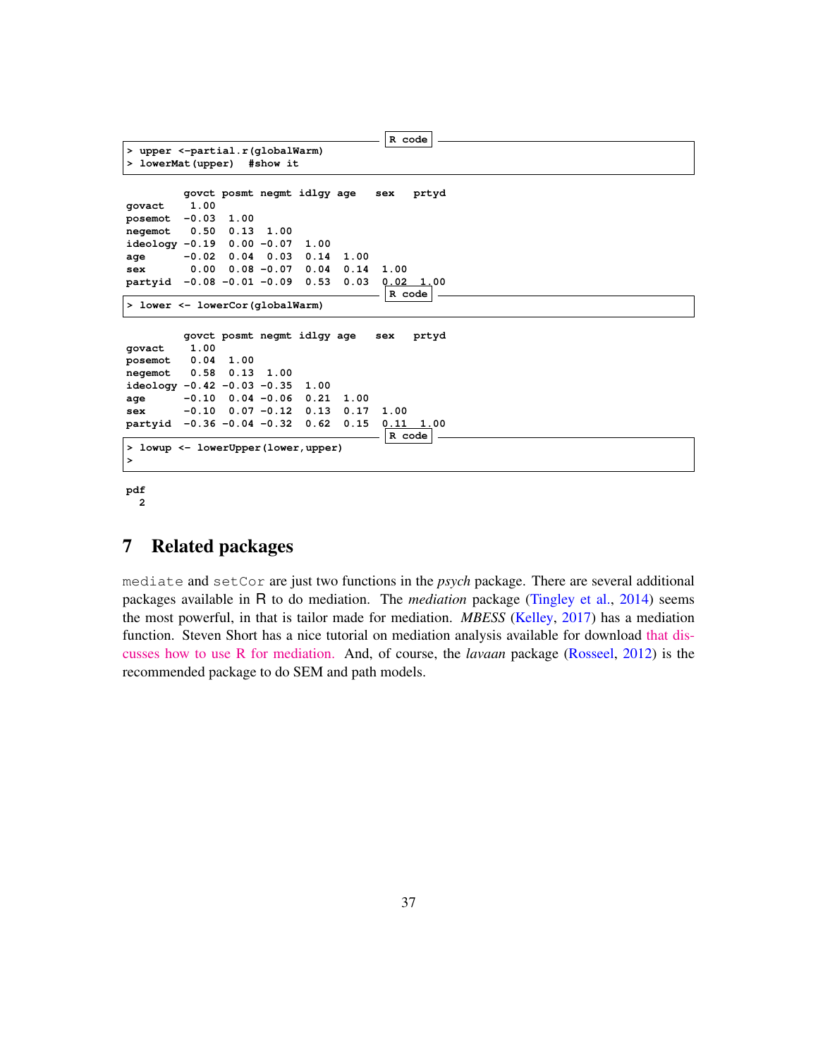```
R code
> upper <-partial.r(globalWarm)
> lowerMat(upper)   #show it
```

```
         govct posmt negmt idlgy age   sex   prtyd
govact    1.00
posemot  -0.03  1.00
negemot   0.50  0.13  1.00
ideology -0.19  0.00 -0.07  1.00
age      -0.02  0.04  0.03  0.14  1.00
sex       0.00  0.08 -0.07  0.04  0.14  1.00
partyid  -0.08 -0.01 -0.09  0.53  0.03  0.02  1.00
```

```
R code
> lower <- lowerCor(globalWarm)
```

```
         govct posmt negmt idlgy age   sex   prtyd
govact    1.00
posemot   0.04  1.00
negemot   0.58  0.13  1.00
ideology -0.42 -0.03 -0.35  1.00
age      -0.10  0.04 -0.06  0.21  1.00
sex      -0.10  0.07 -0.12  0.13  0.17  1.00
partyid  -0.36 -0.04 -0.32  0.62  0.15  0.11  1.00
```

```
R code
> lowup <- lowerUpper(lower,upper)
>
```

```
pdf
  2
```

## 7 Related packages

mediate and setCor are just two functions in the *psych* package. There are several additional packages available in R to do mediation. The *mediation* package (Tingley et al., 2014) seems the most powerful, in that is tailor made for mediation. *MBESS* (Kelley, 2017) has a mediation function. Steven Short has a nice tutorial on mediation analysis available for download that discusses how to use R for mediation. And, of course, the *lavaan* package (Rosseel, 2012) is the recommended package to do SEM and path models.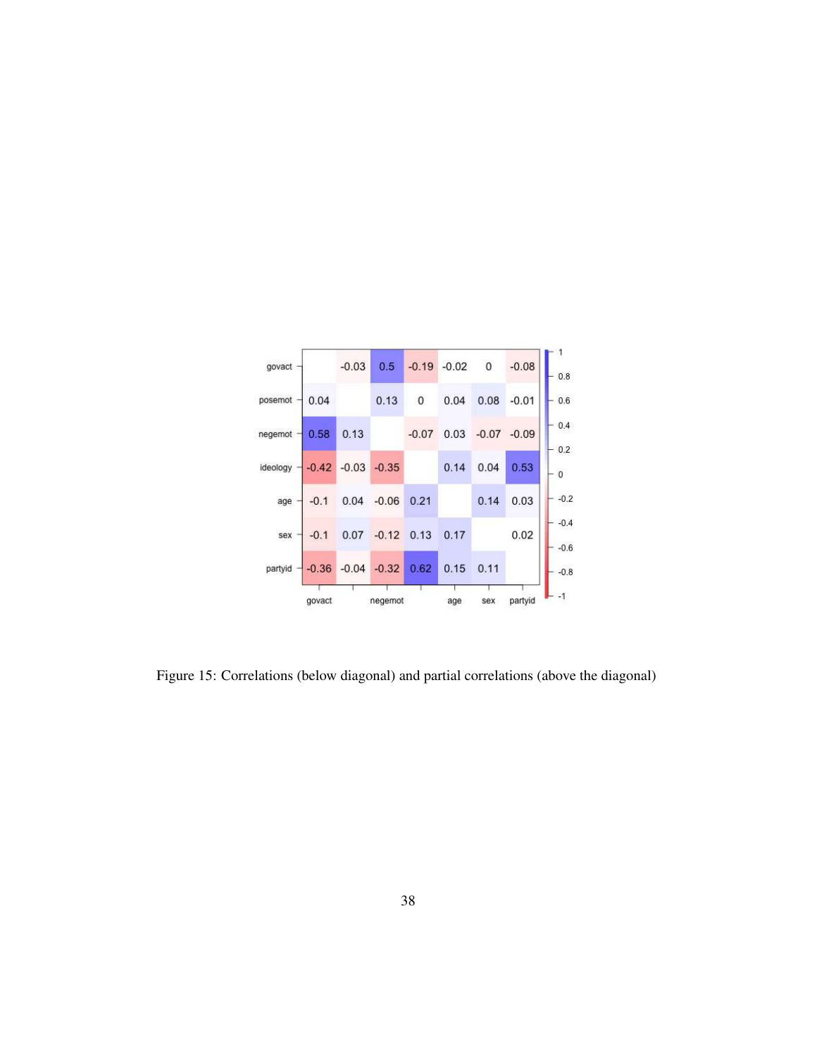| | govact | posemot | negemot | ideology | age | sex | partyid |
|---|---|---|---|---|---|---|---|
| govact | | -0.03 | 0.5 | -0.19 | -0.02 | 0 | -0.08 |
| posemot | 0.04 | | 0.13 | 0 | 0.04 | 0.08 | -0.01 |
| negemot | 0.58 | 0.13 | | -0.07 | 0.03 | -0.07 | -0.09 |
| ideology | -0.42 | -0.03 | -0.35 | | 0.14 | 0.04 | 0.53 |
| age | -0.1 | 0.04 | -0.06 | 0.21 | | 0.14 | 0.03 |
| sex | -0.1 | 0.07 | -0.12 | 0.13 | 0.17 | | 0.02 |
| partyid | -0.36 | -0.04 | -0.32 | 0.62 | 0.15 | 0.11 | |

Figure 15: Correlations (below diagonal) and partial correlations (above the diagonal)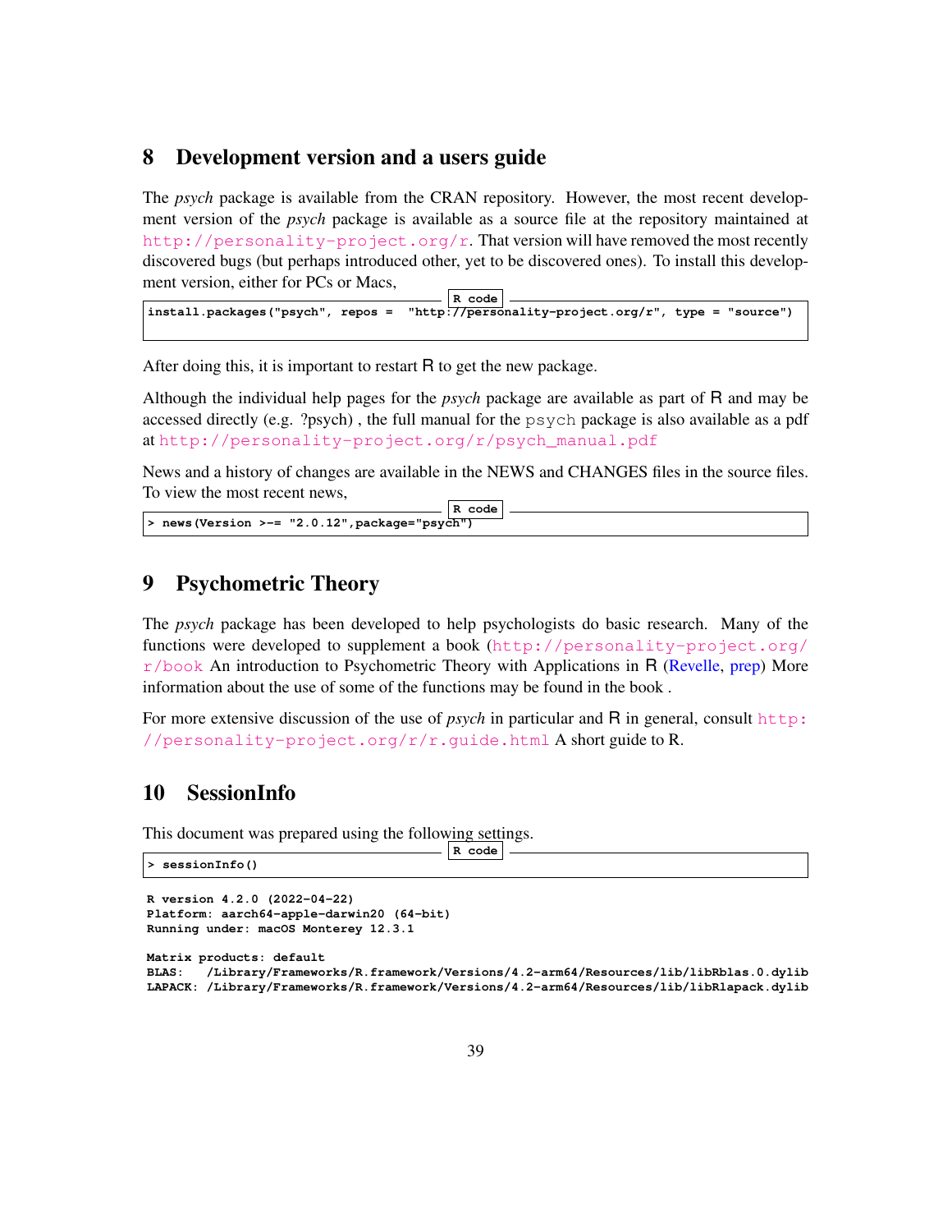## 8 Development version and a users guide

The *psych* package is available from the CRAN repository. However, the most recent development version of the *psych* package is available as a source file at the repository maintained at http://personality-project.org/r. That version will have removed the most recently discovered bugs (but perhaps introduced other, yet to be discovered ones). To install this development version, either for PCs or Macs,

```
install.packages("psych", repos =  "http://personality-project.org/r", type = "source")
```

After doing this, it is important to restart R to get the new package.

Although the individual help pages for the *psych* package are available as part of R and may be accessed directly (e.g. ?psych) , the full manual for the psych package is also available as a pdf at http://personality-project.org/r/psych_manual.pdf

News and a history of changes are available in the NEWS and CHANGES files in the source files. To view the most recent news,

```
> news(Version >-= "2.0.12",package="psych")
```

## 9 Psychometric Theory

The *psych* package has been developed to help psychologists do basic research. Many of the functions were developed to supplement a book (http://personality-project.org/r/book An introduction to Psychometric Theory with Applications in R (Revelle, prep) More information about the use of some of the functions may be found in the book .

For more extensive discussion of the use of *psych* in particular and R in general, consult http://personality-project.org/r/r.guide.html A short guide to R.

## 10 SessionInfo

This document was prepared using the following settings.

```
> sessionInfo()
```

```
R version 4.2.0 (2022-04-22)
Platform: aarch64-apple-darwin20 (64-bit)
Running under: macOS Monterey 12.3.1

Matrix products: default
BLAS:   /Library/Frameworks/R.framework/Versions/4.2-arm64/Resources/lib/libRblas.0.dylib
LAPACK: /Library/Frameworks/R.framework/Versions/4.2-arm64/Resources/lib/libRlapack.dylib
```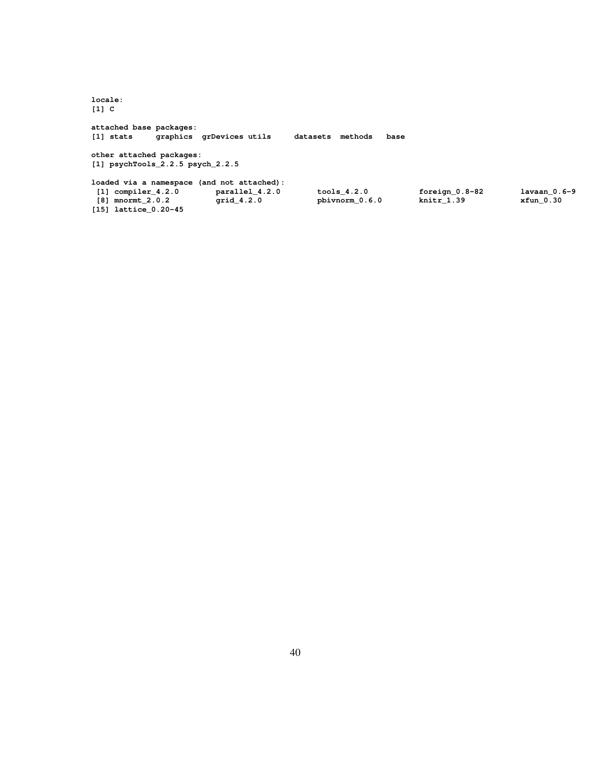```
locale:
[1] C

attached base packages:
[1] stats     graphics  grDevices utils     datasets  methods   base

other attached packages:
[1] psychTools_2.2.5 psych_2.2.5

loaded via a namespace (and not attached):
 [1] compiler_4.2.0       parallel_4.2.0       tools_4.2.0          foreign_0.8-82       lavaan_0.6-9
 [8] mnormt_2.0.2         grid_4.2.0           pbivnorm_0.6.0       knitr_1.39           xfun_0.30
[15] lattice_0.20-45
```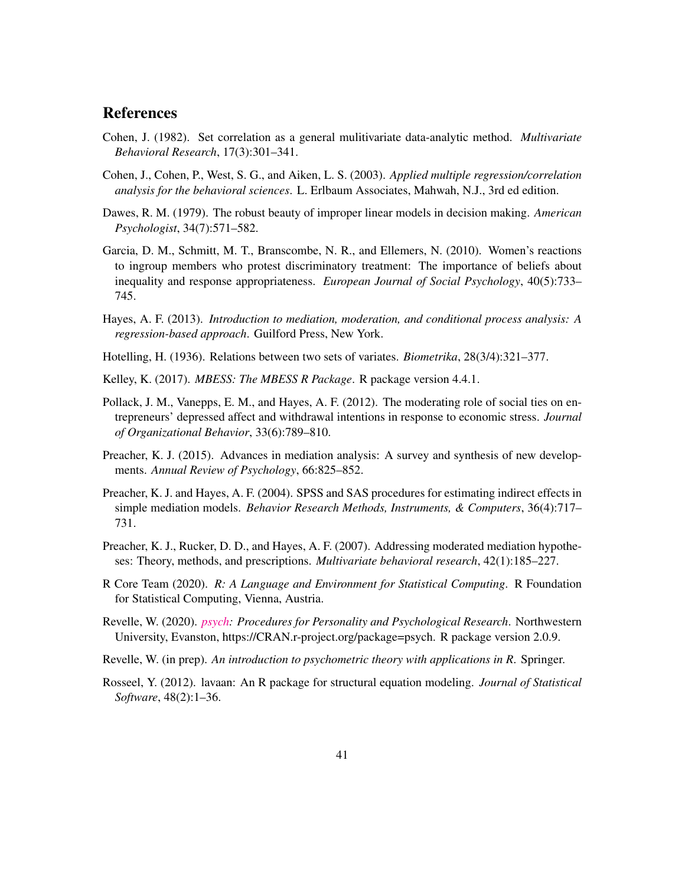## References

Cohen, J. (1982). Set correlation as a general mulitivariate data-analytic method. *Multivariate Behavioral Research*, 17(3):301–341.

Cohen, J., Cohen, P., West, S. G., and Aiken, L. S. (2003). *Applied multiple regression/correlation analysis for the behavioral sciences*. L. Erlbaum Associates, Mahwah, N.J., 3rd ed edition.

Dawes, R. M. (1979). The robust beauty of improper linear models in decision making. *American Psychologist*, 34(7):571–582.

Garcia, D. M., Schmitt, M. T., Branscombe, N. R., and Ellemers, N. (2010). Women's reactions to ingroup members who protest discriminatory treatment: The importance of beliefs about inequality and response appropriateness. *European Journal of Social Psychology*, 40(5):733–745.

Hayes, A. F. (2013). *Introduction to mediation, moderation, and conditional process analysis: A regression-based approach*. Guilford Press, New York.

Hotelling, H. (1936). Relations between two sets of variates. *Biometrika*, 28(3/4):321–377.

Kelley, K. (2017). *MBESS: The MBESS R Package*. R package version 4.4.1.

Pollack, J. M., Vanepps, E. M., and Hayes, A. F. (2012). The moderating role of social ties on entrepreneurs' depressed affect and withdrawal intentions in response to economic stress. *Journal of Organizational Behavior*, 33(6):789–810.

Preacher, K. J. (2015). Advances in mediation analysis: A survey and synthesis of new developments. *Annual Review of Psychology*, 66:825–852.

Preacher, K. J. and Hayes, A. F. (2004). SPSS and SAS procedures for estimating indirect effects in simple mediation models. *Behavior Research Methods, Instruments, & Computers*, 36(4):717–731.

Preacher, K. J., Rucker, D. D., and Hayes, A. F. (2007). Addressing moderated mediation hypotheses: Theory, methods, and prescriptions. *Multivariate behavioral research*, 42(1):185–227.

R Core Team (2020). *R: A Language and Environment for Statistical Computing*. R Foundation for Statistical Computing, Vienna, Austria.

Revelle, W. (2020). *psych: Procedures for Personality and Psychological Research*. Northwestern University, Evanston, https://CRAN.r-project.org/package=psych. R package version 2.0.9.

Revelle, W. (in prep). *An introduction to psychometric theory with applications in R*. Springer.

Rosseel, Y. (2012). lavaan: An R package for structural equation modeling. *Journal of Statistical Software*, 48(2):1–36.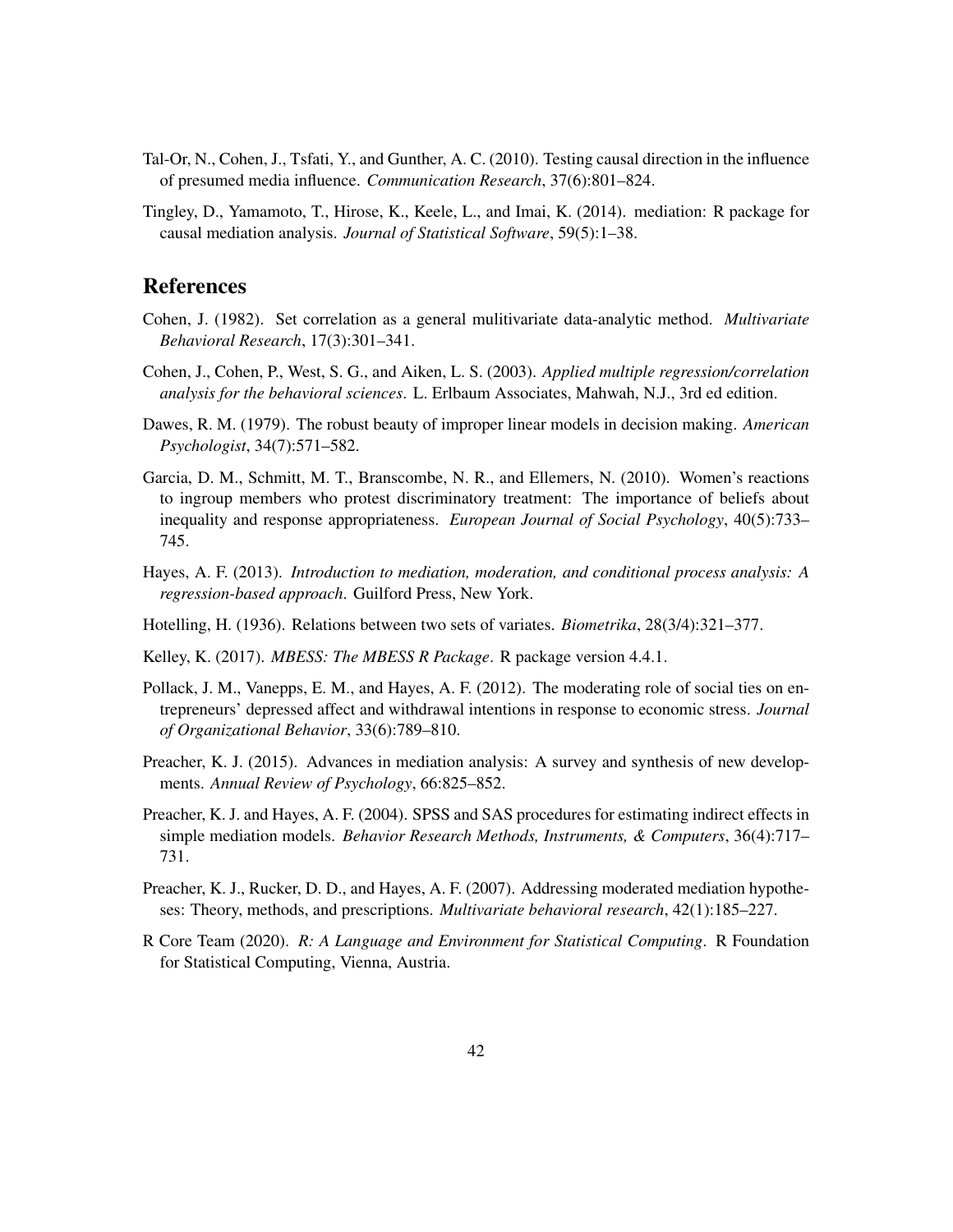Tal-Or, N., Cohen, J., Tsfati, Y., and Gunther, A. C. (2010). Testing causal direction in the influence of presumed media influence. *Communication Research*, 37(6):801–824.

Tingley, D., Yamamoto, T., Hirose, K., Keele, L., and Imai, K. (2014). mediation: R package for causal mediation analysis. *Journal of Statistical Software*, 59(5):1–38.

## References

Cohen, J. (1982). Set correlation as a general mulitivariate data-analytic method. *Multivariate Behavioral Research*, 17(3):301–341.

Cohen, J., Cohen, P., West, S. G., and Aiken, L. S. (2003). *Applied multiple regression/correlation analysis for the behavioral sciences*. L. Erlbaum Associates, Mahwah, N.J., 3rd ed edition.

Dawes, R. M. (1979). The robust beauty of improper linear models in decision making. *American Psychologist*, 34(7):571–582.

Garcia, D. M., Schmitt, M. T., Branscombe, N. R., and Ellemers, N. (2010). Women's reactions to ingroup members who protest discriminatory treatment: The importance of beliefs about inequality and response appropriateness. *European Journal of Social Psychology*, 40(5):733–745.

Hayes, A. F. (2013). *Introduction to mediation, moderation, and conditional process analysis: A regression-based approach*. Guilford Press, New York.

Hotelling, H. (1936). Relations between two sets of variates. *Biometrika*, 28(3/4):321–377.

Kelley, K. (2017). *MBESS: The MBESS R Package*. R package version 4.4.1.

Pollack, J. M., Vanepps, E. M., and Hayes, A. F. (2012). The moderating role of social ties on entrepreneurs' depressed affect and withdrawal intentions in response to economic stress. *Journal of Organizational Behavior*, 33(6):789–810.

Preacher, K. J. (2015). Advances in mediation analysis: A survey and synthesis of new developments. *Annual Review of Psychology*, 66:825–852.

Preacher, K. J. and Hayes, A. F. (2004). SPSS and SAS procedures for estimating indirect effects in simple mediation models. *Behavior Research Methods, Instruments, & Computers*, 36(4):717–731.

Preacher, K. J., Rucker, D. D., and Hayes, A. F. (2007). Addressing moderated mediation hypotheses: Theory, methods, and prescriptions. *Multivariate behavioral research*, 42(1):185–227.

R Core Team (2020). *R: A Language and Environment for Statistical Computing*. R Foundation for Statistical Computing, Vienna, Austria.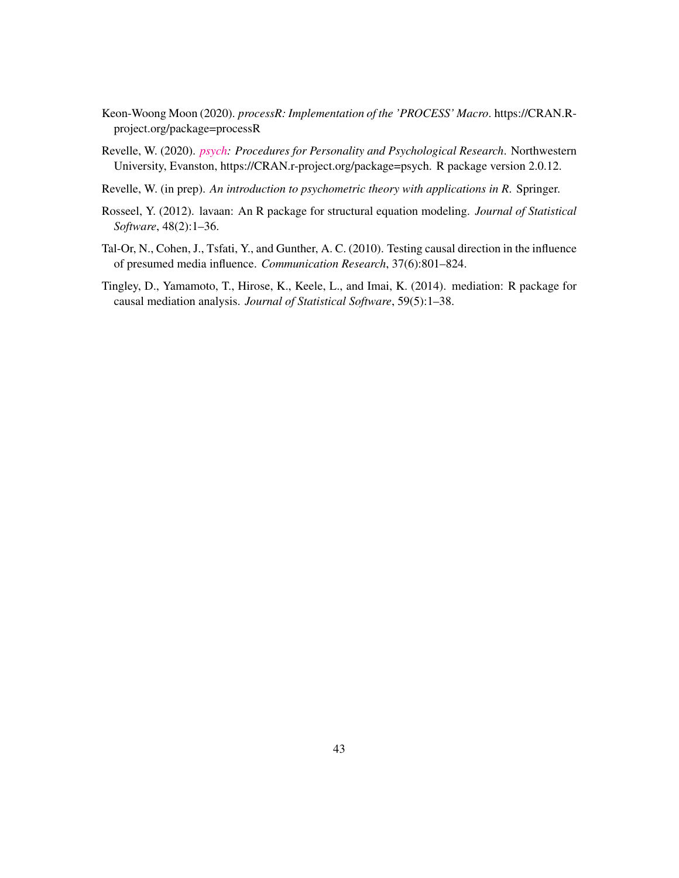Keon-Woong Moon (2020). *processR: Implementation of the 'PROCESS' Macro*. https://CRAN.R-project.org/package=processR

Revelle, W. (2020). *psych: Procedures for Personality and Psychological Research*. Northwestern University, Evanston, https://CRAN.r-project.org/package=psych. R package version 2.0.12.

Revelle, W. (in prep). *An introduction to psychometric theory with applications in R*. Springer.

Rosseel, Y. (2012). lavaan: An R package for structural equation modeling. *Journal of Statistical Software*, 48(2):1–36.

Tal-Or, N., Cohen, J., Tsfati, Y., and Gunther, A. C. (2010). Testing causal direction in the influence of presumed media influence. *Communication Research*, 37(6):801–824.

Tingley, D., Yamamoto, T., Hirose, K., Keele, L., and Imai, K. (2014). mediation: R package for causal mediation analysis. *Journal of Statistical Software*, 59(5):1–38.